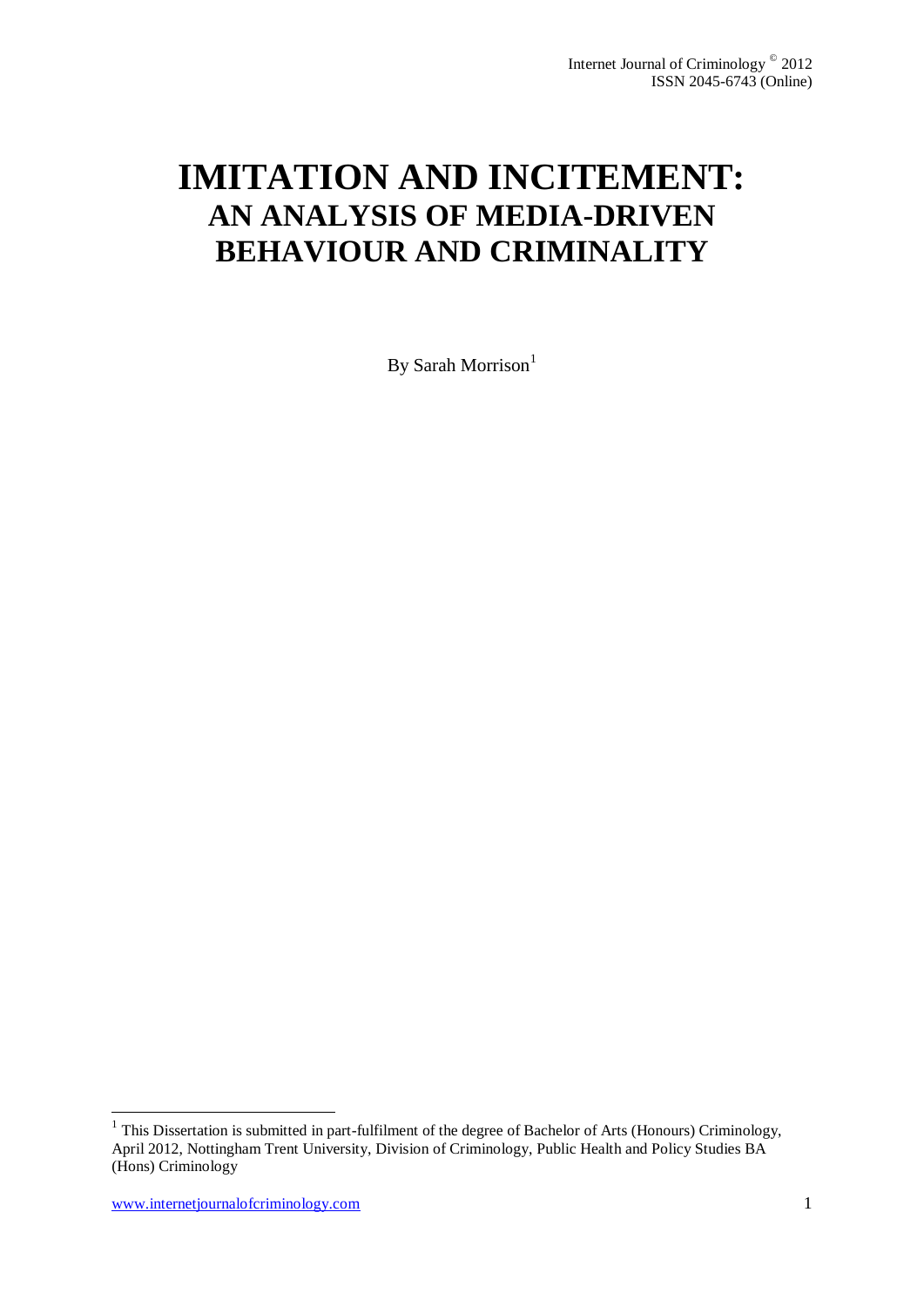# IMITATION AND INCITEMENT:
## AN ANALYSIS OF MEDIA-DRIVEN BEHAVIOUR AND CRIMINALITY

By Sarah Morrison[1]

---

[1] This Dissertation is submitted in part-fulfilment of the degree of Bachelor of Arts (Honours) Criminology, April 2012, Nottingham Trent University, Division of Criminology, Public Health and Policy Studies BA (Hons) Criminology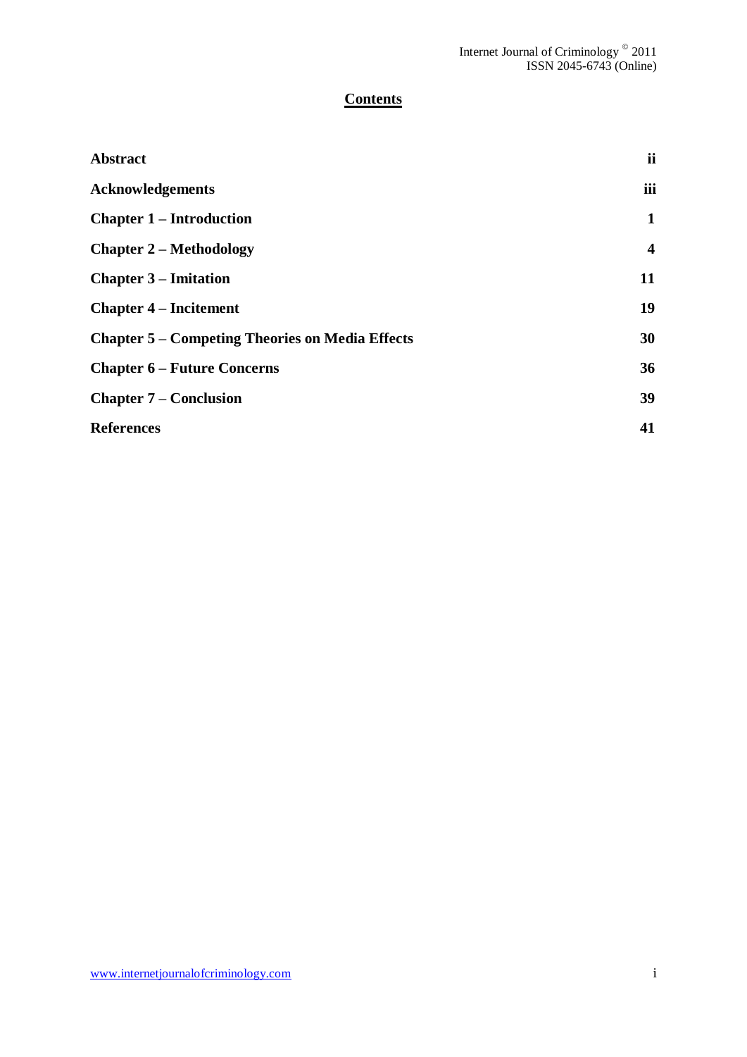# Contents

| | |
|---|---|
| **Abstract** | **ii** |
| **Acknowledgements** | **iii** |
| **Chapter 1 – Introduction** | **1** |
| **Chapter 2 – Methodology** | **4** |
| **Chapter 3 – Imitation** | **11** |
| **Chapter 4 – Incitement** | **19** |
| **Chapter 5 – Competing Theories on Media Effects** | **30** |
| **Chapter 6 – Future Concerns** | **36** |
| **Chapter 7 – Conclusion** | **39** |
| **References** | **41** |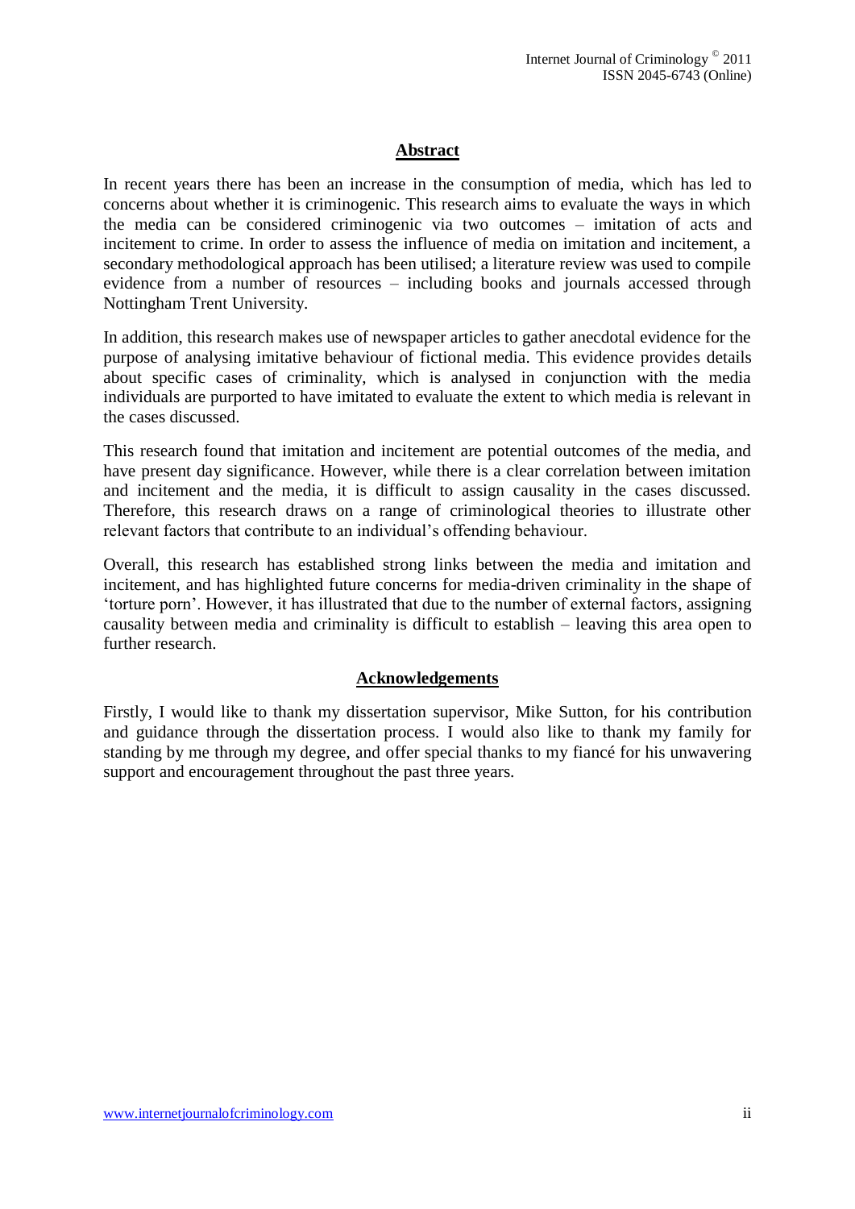## Abstract

In recent years there has been an increase in the consumption of media, which has led to concerns about whether it is criminogenic. This research aims to evaluate the ways in which the media can be considered criminogenic via two outcomes – imitation of acts and incitement to crime. In order to assess the influence of media on imitation and incitement, a secondary methodological approach has been utilised; a literature review was used to compile evidence from a number of resources – including books and journals accessed through Nottingham Trent University.

In addition, this research makes use of newspaper articles to gather anecdotal evidence for the purpose of analysing imitative behaviour of fictional media. This evidence provides details about specific cases of criminality, which is analysed in conjunction with the media individuals are purported to have imitated to evaluate the extent to which media is relevant in the cases discussed.

This research found that imitation and incitement are potential outcomes of the media, and have present day significance. However, while there is a clear correlation between imitation and incitement and the media, it is difficult to assign causality in the cases discussed. Therefore, this research draws on a range of criminological theories to illustrate other relevant factors that contribute to an individual's offending behaviour.

Overall, this research has established strong links between the media and imitation and incitement, and has highlighted future concerns for media-driven criminality in the shape of 'torture porn'. However, it has illustrated that due to the number of external factors, assigning causality between media and criminality is difficult to establish – leaving this area open to further research.

## Acknowledgements

Firstly, I would like to thank my dissertation supervisor, Mike Sutton, for his contribution and guidance through the dissertation process. I would also like to thank my family for standing by me through my degree, and offer special thanks to my fiancé for his unwavering support and encouragement throughout the past three years.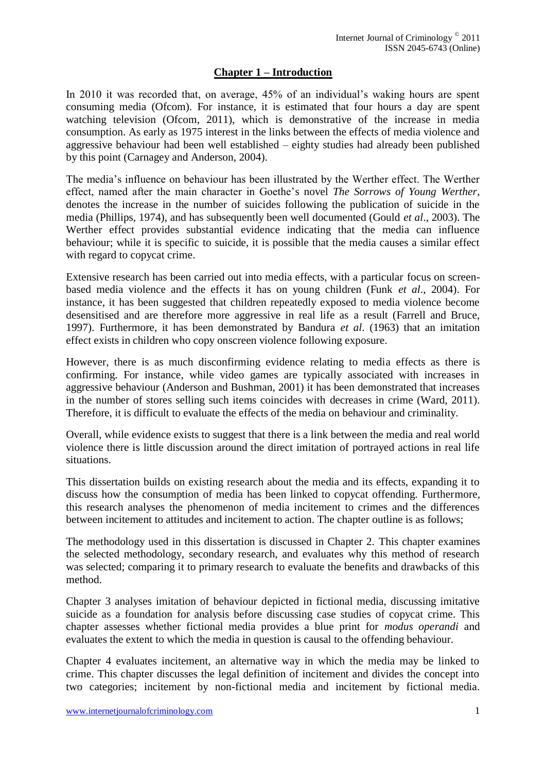## Chapter 1 – Introduction

In 2010 it was recorded that, on average, 45% of an individual's waking hours are spent consuming media (Ofcom). For instance, it is estimated that four hours a day are spent watching television (Ofcom, 2011), which is demonstrative of the increase in media consumption. As early as 1975 interest in the links between the effects of media violence and aggressive behaviour had been well established – eighty studies had already been published by this point (Carnagey and Anderson, 2004).

The media's influence on behaviour has been illustrated by the Werther effect. The Werther effect, named after the main character in Goethe's novel *The Sorrows of Young Werther*, denotes the increase in the number of suicides following the publication of suicide in the media (Phillips, 1974), and has subsequently been well documented (Gould *et al*., 2003). The Werther effect provides substantial evidence indicating that the media can influence behaviour; while it is specific to suicide, it is possible that the media causes a similar effect with regard to copycat crime.

Extensive research has been carried out into media effects, with a particular focus on screen-based media violence and the effects it has on young children (Funk *et al*., 2004). For instance, it has been suggested that children repeatedly exposed to media violence become desensitised and are therefore more aggressive in real life as a result (Farrell and Bruce, 1997). Furthermore, it has been demonstrated by Bandura *et al*. (1963) that an imitation effect exists in children who copy onscreen violence following exposure.

However, there is as much disconfirming evidence relating to media effects as there is confirming. For instance, while video games are typically associated with increases in aggressive behaviour (Anderson and Bushman, 2001) it has been demonstrated that increases in the number of stores selling such items coincides with decreases in crime (Ward, 2011). Therefore, it is difficult to evaluate the effects of the media on behaviour and criminality.

Overall, while evidence exists to suggest that there is a link between the media and real world violence there is little discussion around the direct imitation of portrayed actions in real life situations.

This dissertation builds on existing research about the media and its effects, expanding it to discuss how the consumption of media has been linked to copycat offending. Furthermore, this research analyses the phenomenon of media incitement to crimes and the differences between incitement to attitudes and incitement to action. The chapter outline is as follows;

The methodology used in this dissertation is discussed in Chapter 2. This chapter examines the selected methodology, secondary research, and evaluates why this method of research was selected; comparing it to primary research to evaluate the benefits and drawbacks of this method.

Chapter 3 analyses imitation of behaviour depicted in fictional media, discussing imitative suicide as a foundation for analysis before discussing case studies of copycat crime. This chapter assesses whether fictional media provides a blue print for *modus operandi* and evaluates the extent to which the media in question is causal to the offending behaviour.

Chapter 4 evaluates incitement, an alternative way in which the media may be linked to crime. This chapter discusses the legal definition of incitement and divides the concept into two categories; incitement by non-fictional media and incitement by fictional media.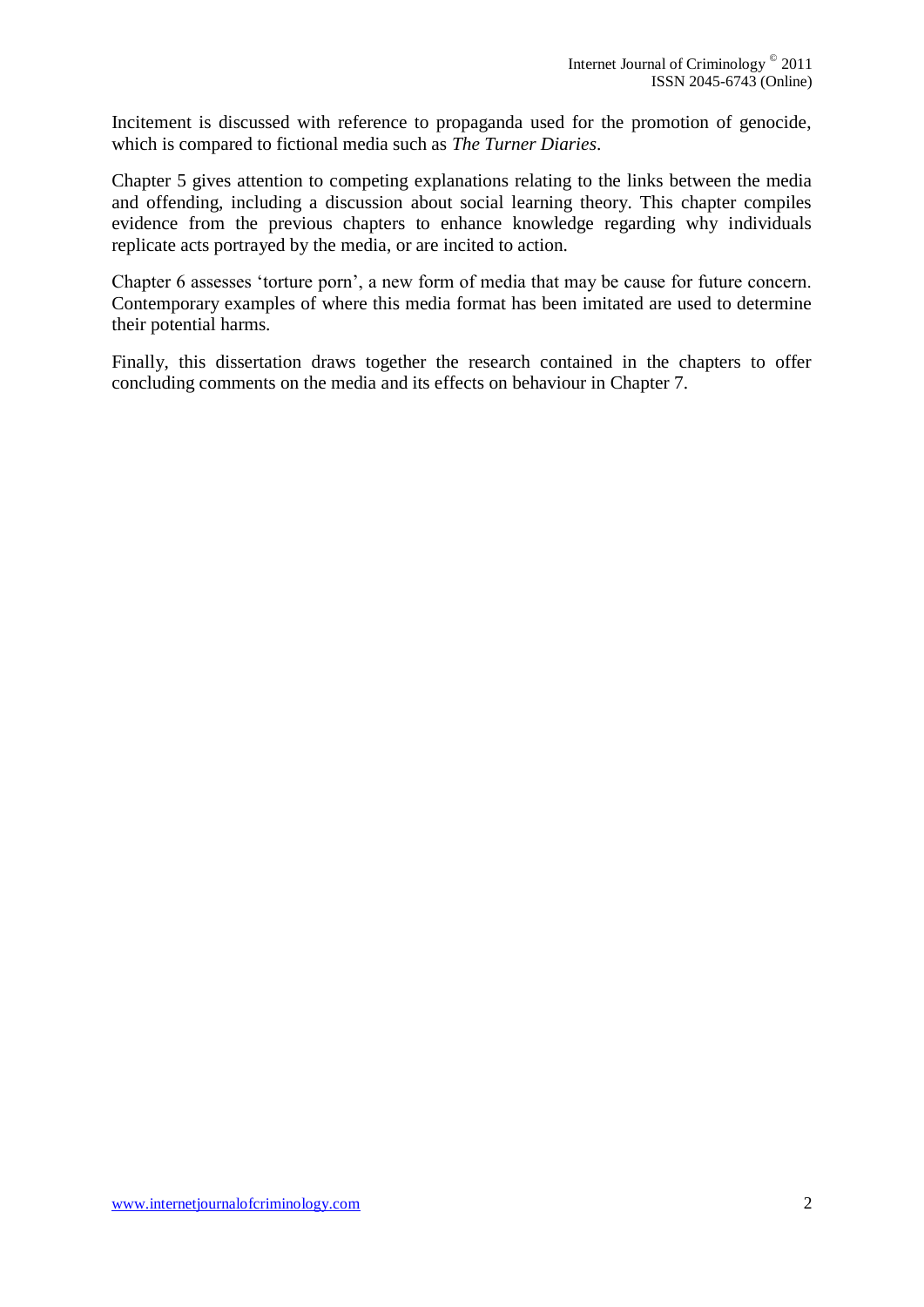Incitement is discussed with reference to propaganda used for the promotion of genocide, which is compared to fictional media such as *The Turner Diaries*.

Chapter 5 gives attention to competing explanations relating to the links between the media and offending, including a discussion about social learning theory. This chapter compiles evidence from the previous chapters to enhance knowledge regarding why individuals replicate acts portrayed by the media, or are incited to action.

Chapter 6 assesses 'torture porn', a new form of media that may be cause for future concern. Contemporary examples of where this media format has been imitated are used to determine their potential harms.

Finally, this dissertation draws together the research contained in the chapters to offer concluding comments on the media and its effects on behaviour in Chapter 7.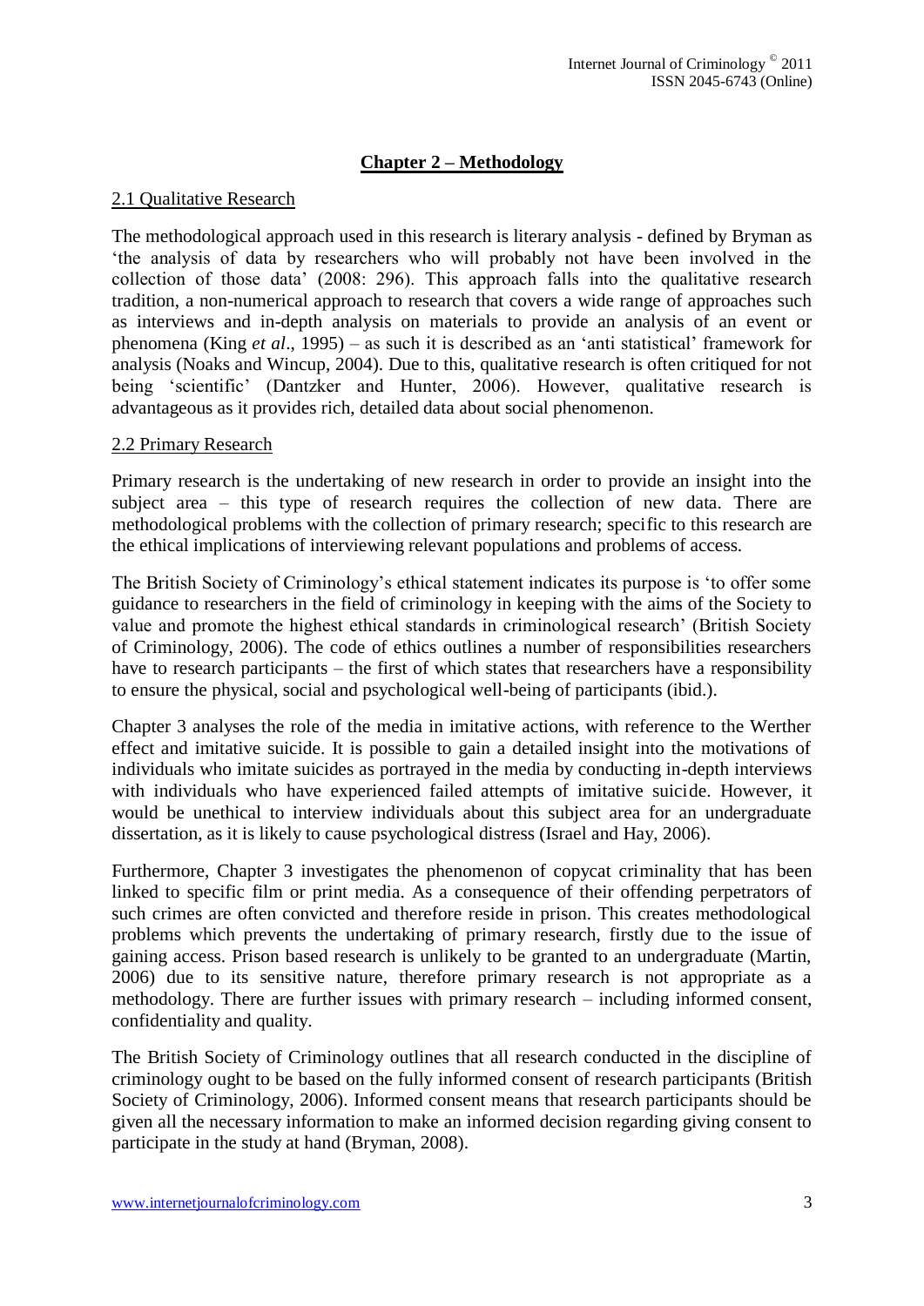# Chapter 2 – Methodology

## 2.1 Qualitative Research

The methodological approach used in this research is literary analysis - defined by Bryman as 'the analysis of data by researchers who will probably not have been involved in the collection of those data' (2008: 296). This approach falls into the qualitative research tradition, a non-numerical approach to research that covers a wide range of approaches such as interviews and in-depth analysis on materials to provide an analysis of an event or phenomena (King *et al*., 1995) – as such it is described as an 'anti statistical' framework for analysis (Noaks and Wincup, 2004). Due to this, qualitative research is often critiqued for not being 'scientific' (Dantzker and Hunter, 2006). However, qualitative research is advantageous as it provides rich, detailed data about social phenomenon.

## 2.2 Primary Research

Primary research is the undertaking of new research in order to provide an insight into the subject area – this type of research requires the collection of new data. There are methodological problems with the collection of primary research; specific to this research are the ethical implications of interviewing relevant populations and problems of access.

The British Society of Criminology's ethical statement indicates its purpose is 'to offer some guidance to researchers in the field of criminology in keeping with the aims of the Society to value and promote the highest ethical standards in criminological research' (British Society of Criminology, 2006). The code of ethics outlines a number of responsibilities researchers have to research participants – the first of which states that researchers have a responsibility to ensure the physical, social and psychological well-being of participants (ibid.).

Chapter 3 analyses the role of the media in imitative actions, with reference to the Werther effect and imitative suicide. It is possible to gain a detailed insight into the motivations of individuals who imitate suicides as portrayed in the media by conducting in-depth interviews with individuals who have experienced failed attempts of imitative suicide. However, it would be unethical to interview individuals about this subject area for an undergraduate dissertation, as it is likely to cause psychological distress (Israel and Hay, 2006).

Furthermore, Chapter 3 investigates the phenomenon of copycat criminality that has been linked to specific film or print media. As a consequence of their offending perpetrators of such crimes are often convicted and therefore reside in prison. This creates methodological problems which prevents the undertaking of primary research, firstly due to the issue of gaining access. Prison based research is unlikely to be granted to an undergraduate (Martin, 2006) due to its sensitive nature, therefore primary research is not appropriate as a methodology. There are further issues with primary research – including informed consent, confidentiality and quality.

The British Society of Criminology outlines that all research conducted in the discipline of criminology ought to be based on the fully informed consent of research participants (British Society of Criminology, 2006). Informed consent means that research participants should be given all the necessary information to make an informed decision regarding giving consent to participate in the study at hand (Bryman, 2008).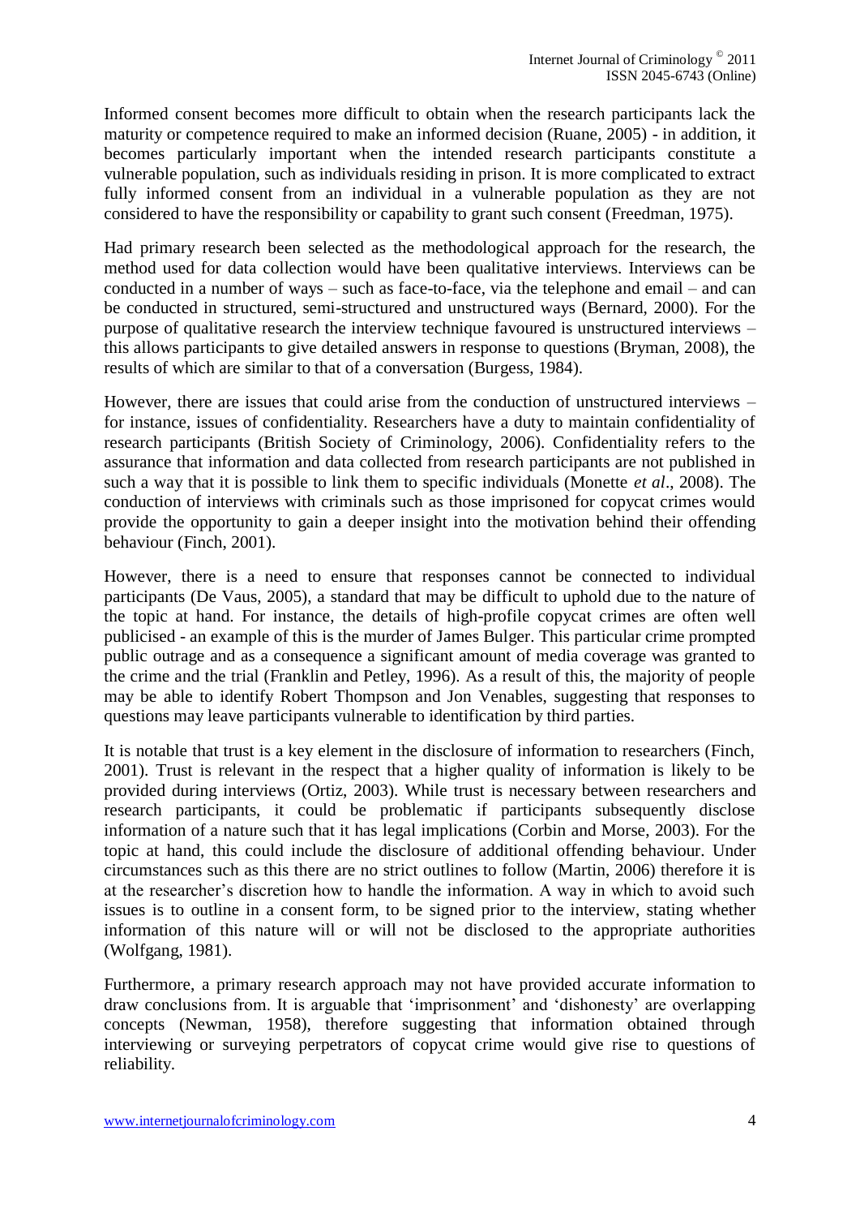Informed consent becomes more difficult to obtain when the research participants lack the maturity or competence required to make an informed decision (Ruane, 2005) - in addition, it becomes particularly important when the intended research participants constitute a vulnerable population, such as individuals residing in prison. It is more complicated to extract fully informed consent from an individual in a vulnerable population as they are not considered to have the responsibility or capability to grant such consent (Freedman, 1975).

Had primary research been selected as the methodological approach for the research, the method used for data collection would have been qualitative interviews. Interviews can be conducted in a number of ways – such as face-to-face, via the telephone and email – and can be conducted in structured, semi-structured and unstructured ways (Bernard, 2000). For the purpose of qualitative research the interview technique favoured is unstructured interviews – this allows participants to give detailed answers in response to questions (Bryman, 2008), the results of which are similar to that of a conversation (Burgess, 1984).

However, there are issues that could arise from the conduction of unstructured interviews – for instance, issues of confidentiality. Researchers have a duty to maintain confidentiality of research participants (British Society of Criminology, 2006). Confidentiality refers to the assurance that information and data collected from research participants are not published in such a way that it is possible to link them to specific individuals (Monette *et al*., 2008). The conduction of interviews with criminals such as those imprisoned for copycat crimes would provide the opportunity to gain a deeper insight into the motivation behind their offending behaviour (Finch, 2001).

However, there is a need to ensure that responses cannot be connected to individual participants (De Vaus, 2005), a standard that may be difficult to uphold due to the nature of the topic at hand. For instance, the details of high-profile copycat crimes are often well publicised - an example of this is the murder of James Bulger. This particular crime prompted public outrage and as a consequence a significant amount of media coverage was granted to the crime and the trial (Franklin and Petley, 1996). As a result of this, the majority of people may be able to identify Robert Thompson and Jon Venables, suggesting that responses to questions may leave participants vulnerable to identification by third parties.

It is notable that trust is a key element in the disclosure of information to researchers (Finch, 2001). Trust is relevant in the respect that a higher quality of information is likely to be provided during interviews (Ortiz, 2003). While trust is necessary between researchers and research participants, it could be problematic if participants subsequently disclose information of a nature such that it has legal implications (Corbin and Morse, 2003). For the topic at hand, this could include the disclosure of additional offending behaviour. Under circumstances such as this there are no strict outlines to follow (Martin, 2006) therefore it is at the researcher's discretion how to handle the information. A way in which to avoid such issues is to outline in a consent form, to be signed prior to the interview, stating whether information of this nature will or will not be disclosed to the appropriate authorities (Wolfgang, 1981).

Furthermore, a primary research approach may not have provided accurate information to draw conclusions from. It is arguable that 'imprisonment' and 'dishonesty' are overlapping concepts (Newman, 1958), therefore suggesting that information obtained through interviewing or surveying perpetrators of copycat crime would give rise to questions of reliability.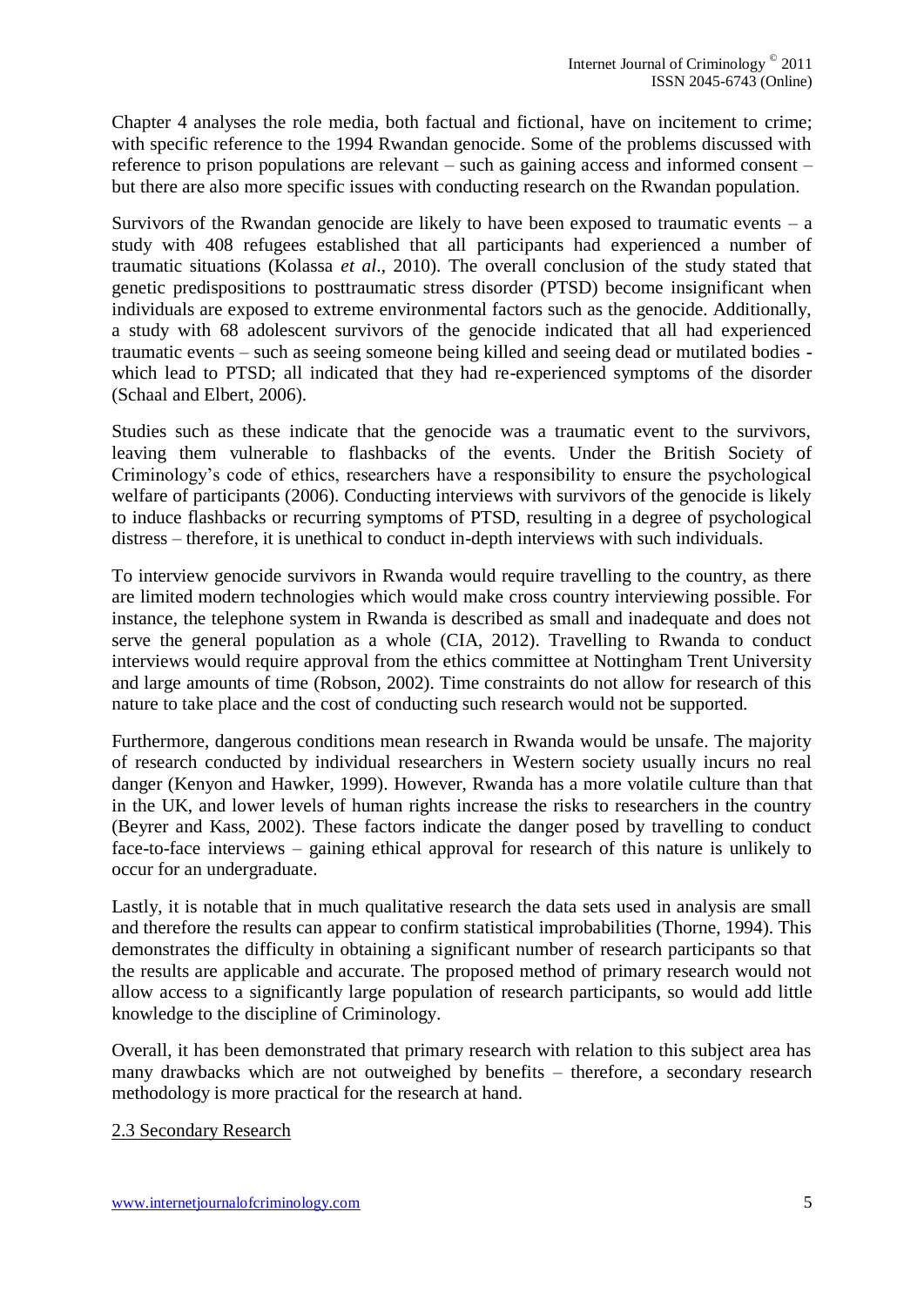Chapter 4 analyses the role media, both factual and fictional, have on incitement to crime; with specific reference to the 1994 Rwandan genocide. Some of the problems discussed with reference to prison populations are relevant – such as gaining access and informed consent – but there are also more specific issues with conducting research on the Rwandan population.

Survivors of the Rwandan genocide are likely to have been exposed to traumatic events – a study with 408 refugees established that all participants had experienced a number of traumatic situations (Kolassa *et al*., 2010). The overall conclusion of the study stated that genetic predispositions to posttraumatic stress disorder (PTSD) become insignificant when individuals are exposed to extreme environmental factors such as the genocide. Additionally, a study with 68 adolescent survivors of the genocide indicated that all had experienced traumatic events – such as seeing someone being killed and seeing dead or mutilated bodies - which lead to PTSD; all indicated that they had re-experienced symptoms of the disorder (Schaal and Elbert, 2006).

Studies such as these indicate that the genocide was a traumatic event to the survivors, leaving them vulnerable to flashbacks of the events. Under the British Society of Criminology's code of ethics, researchers have a responsibility to ensure the psychological welfare of participants (2006). Conducting interviews with survivors of the genocide is likely to induce flashbacks or recurring symptoms of PTSD, resulting in a degree of psychological distress – therefore, it is unethical to conduct in-depth interviews with such individuals.

To interview genocide survivors in Rwanda would require travelling to the country, as there are limited modern technologies which would make cross country interviewing possible. For instance, the telephone system in Rwanda is described as small and inadequate and does not serve the general population as a whole (CIA, 2012). Travelling to Rwanda to conduct interviews would require approval from the ethics committee at Nottingham Trent University and large amounts of time (Robson, 2002). Time constraints do not allow for research of this nature to take place and the cost of conducting such research would not be supported.

Furthermore, dangerous conditions mean research in Rwanda would be unsafe. The majority of research conducted by individual researchers in Western society usually incurs no real danger (Kenyon and Hawker, 1999). However, Rwanda has a more volatile culture than that in the UK, and lower levels of human rights increase the risks to researchers in the country (Beyrer and Kass, 2002). These factors indicate the danger posed by travelling to conduct face-to-face interviews – gaining ethical approval for research of this nature is unlikely to occur for an undergraduate.

Lastly, it is notable that in much qualitative research the data sets used in analysis are small and therefore the results can appear to confirm statistical improbabilities (Thorne, 1994). This demonstrates the difficulty in obtaining a significant number of research participants so that the results are applicable and accurate. The proposed method of primary research would not allow access to a significantly large population of research participants, so would add little knowledge to the discipline of Criminology.

Overall, it has been demonstrated that primary research with relation to this subject area has many drawbacks which are not outweighed by benefits – therefore, a secondary research methodology is more practical for the research at hand.

### 2.3 Secondary Research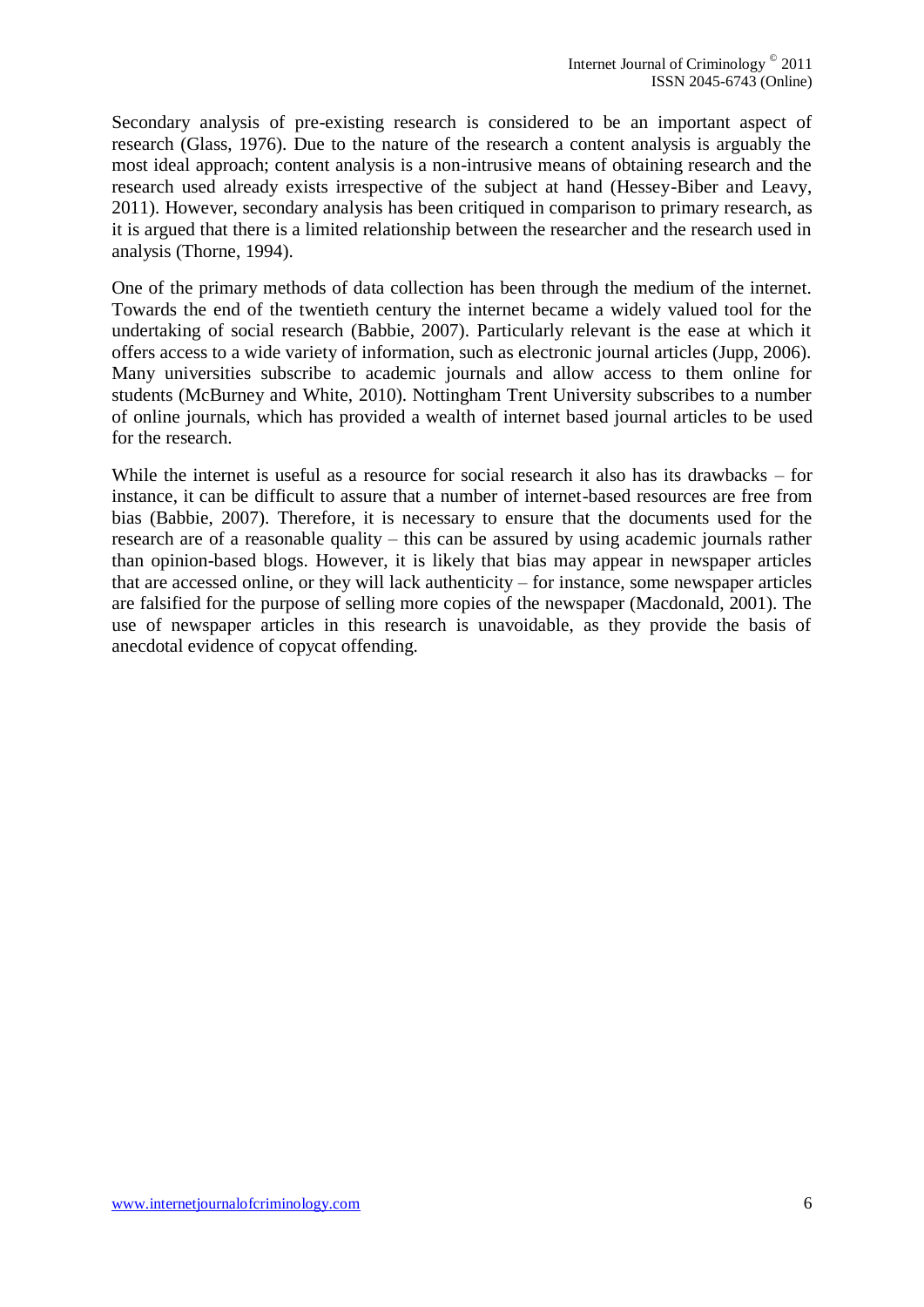Secondary analysis of pre-existing research is considered to be an important aspect of research (Glass, 1976). Due to the nature of the research a content analysis is arguably the most ideal approach; content analysis is a non-intrusive means of obtaining research and the research used already exists irrespective of the subject at hand (Hessey-Biber and Leavy, 2011). However, secondary analysis has been critiqued in comparison to primary research, as it is argued that there is a limited relationship between the researcher and the research used in analysis (Thorne, 1994).

One of the primary methods of data collection has been through the medium of the internet. Towards the end of the twentieth century the internet became a widely valued tool for the undertaking of social research (Babbie, 2007). Particularly relevant is the ease at which it offers access to a wide variety of information, such as electronic journal articles (Jupp, 2006). Many universities subscribe to academic journals and allow access to them online for students (McBurney and White, 2010). Nottingham Trent University subscribes to a number of online journals, which has provided a wealth of internet based journal articles to be used for the research.

While the internet is useful as a resource for social research it also has its drawbacks – for instance, it can be difficult to assure that a number of internet-based resources are free from bias (Babbie, 2007). Therefore, it is necessary to ensure that the documents used for the research are of a reasonable quality – this can be assured by using academic journals rather than opinion-based blogs. However, it is likely that bias may appear in newspaper articles that are accessed online, or they will lack authenticity – for instance, some newspaper articles are falsified for the purpose of selling more copies of the newspaper (Macdonald, 2001). The use of newspaper articles in this research is unavoidable, as they provide the basis of anecdotal evidence of copycat offending.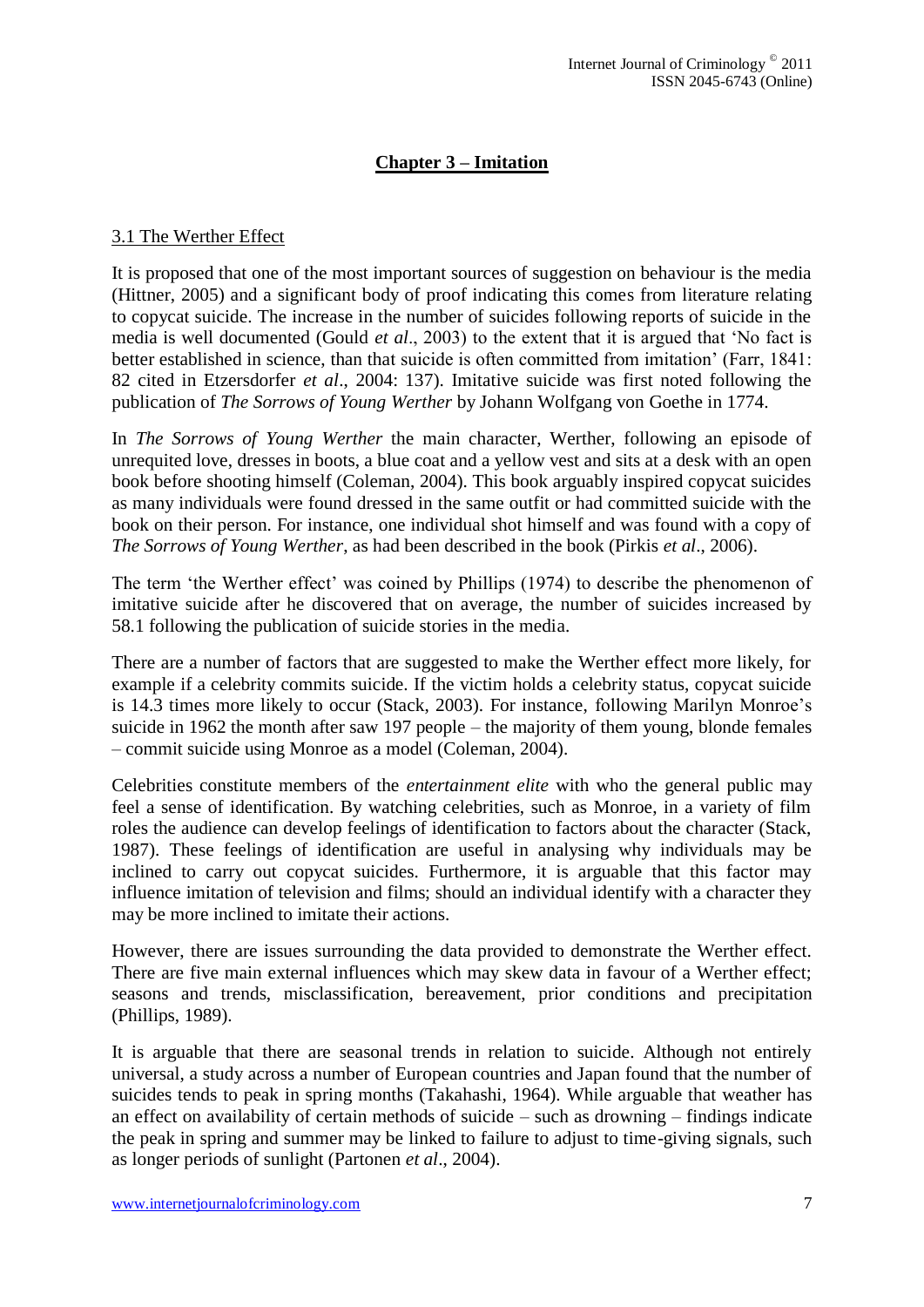## Chapter 3 – Imitation

### 3.1 The Werther Effect

It is proposed that one of the most important sources of suggestion on behaviour is the media (Hittner, 2005) and a significant body of proof indicating this comes from literature relating to copycat suicide. The increase in the number of suicides following reports of suicide in the media is well documented (Gould *et al*., 2003) to the extent that it is argued that 'No fact is better established in science, than that suicide is often committed from imitation' (Farr, 1841: 82 cited in Etzersdorfer *et al*., 2004: 137). Imitative suicide was first noted following the publication of *The Sorrows of Young Werther* by Johann Wolfgang von Goethe in 1774.

In *The Sorrows of Young Werther* the main character, Werther, following an episode of unrequited love, dresses in boots, a blue coat and a yellow vest and sits at a desk with an open book before shooting himself (Coleman, 2004). This book arguably inspired copycat suicides as many individuals were found dressed in the same outfit or had committed suicide with the book on their person. For instance, one individual shot himself and was found with a copy of *The Sorrows of Young Werther*, as had been described in the book (Pirkis *et al*., 2006).

The term 'the Werther effect' was coined by Phillips (1974) to describe the phenomenon of imitative suicide after he discovered that on average, the number of suicides increased by 58.1 following the publication of suicide stories in the media.

There are a number of factors that are suggested to make the Werther effect more likely, for example if a celebrity commits suicide. If the victim holds a celebrity status, copycat suicide is 14.3 times more likely to occur (Stack, 2003). For instance, following Marilyn Monroe's suicide in 1962 the month after saw 197 people – the majority of them young, blonde females – commit suicide using Monroe as a model (Coleman, 2004).

Celebrities constitute members of the *entertainment elite* with who the general public may feel a sense of identification. By watching celebrities, such as Monroe, in a variety of film roles the audience can develop feelings of identification to factors about the character (Stack, 1987). These feelings of identification are useful in analysing why individuals may be inclined to carry out copycat suicides. Furthermore, it is arguable that this factor may influence imitation of television and films; should an individual identify with a character they may be more inclined to imitate their actions.

However, there are issues surrounding the data provided to demonstrate the Werther effect. There are five main external influences which may skew data in favour of a Werther effect; seasons and trends, misclassification, bereavement, prior conditions and precipitation (Phillips, 1989).

It is arguable that there are seasonal trends in relation to suicide. Although not entirely universal, a study across a number of European countries and Japan found that the number of suicides tends to peak in spring months (Takahashi, 1964). While arguable that weather has an effect on availability of certain methods of suicide – such as drowning – findings indicate the peak in spring and summer may be linked to failure to adjust to time-giving signals, such as longer periods of sunlight (Partonen *et al*., 2004).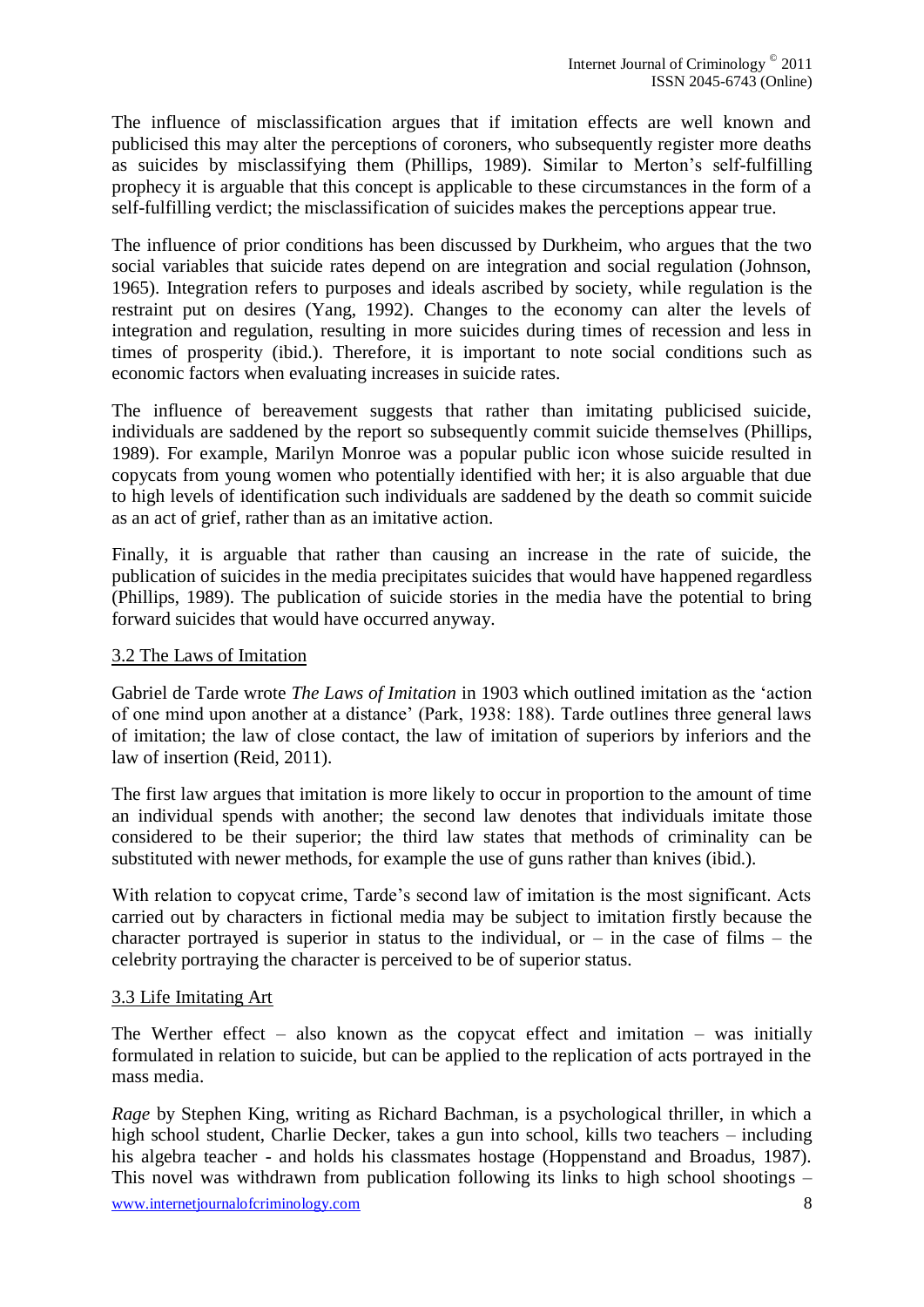The influence of misclassification argues that if imitation effects are well known and publicised this may alter the perceptions of coroners, who subsequently register more deaths as suicides by misclassifying them (Phillips, 1989). Similar to Merton's self-fulfilling prophecy it is arguable that this concept is applicable to these circumstances in the form of a self-fulfilling verdict; the misclassification of suicides makes the perceptions appear true.

The influence of prior conditions has been discussed by Durkheim, who argues that the two social variables that suicide rates depend on are integration and social regulation (Johnson, 1965). Integration refers to purposes and ideals ascribed by society, while regulation is the restraint put on desires (Yang, 1992). Changes to the economy can alter the levels of integration and regulation, resulting in more suicides during times of recession and less in times of prosperity (ibid.). Therefore, it is important to note social conditions such as economic factors when evaluating increases in suicide rates.

The influence of bereavement suggests that rather than imitating publicised suicide, individuals are saddened by the report so subsequently commit suicide themselves (Phillips, 1989). For example, Marilyn Monroe was a popular public icon whose suicide resulted in copycats from young women who potentially identified with her; it is also arguable that due to high levels of identification such individuals are saddened by the death so commit suicide as an act of grief, rather than as an imitative action.

Finally, it is arguable that rather than causing an increase in the rate of suicide, the publication of suicides in the media precipitates suicides that would have happened regardless (Phillips, 1989). The publication of suicide stories in the media have the potential to bring forward suicides that would have occurred anyway.

### 3.2 The Laws of Imitation

Gabriel de Tarde wrote *The Laws of Imitation* in 1903 which outlined imitation as the 'action of one mind upon another at a distance' (Park, 1938: 188). Tarde outlines three general laws of imitation; the law of close contact, the law of imitation of superiors by inferiors and the law of insertion (Reid, 2011).

The first law argues that imitation is more likely to occur in proportion to the amount of time an individual spends with another; the second law denotes that individuals imitate those considered to be their superior; the third law states that methods of criminality can be substituted with newer methods, for example the use of guns rather than knives (ibid.).

With relation to copycat crime, Tarde's second law of imitation is the most significant. Acts carried out by characters in fictional media may be subject to imitation firstly because the character portrayed is superior in status to the individual, or – in the case of films – the celebrity portraying the character is perceived to be of superior status.

### 3.3 Life Imitating Art

The Werther effect – also known as the copycat effect and imitation – was initially formulated in relation to suicide, but can be applied to the replication of acts portrayed in the mass media.

*Rage* by Stephen King, writing as Richard Bachman, is a psychological thriller, in which a high school student, Charlie Decker, takes a gun into school, kills two teachers – including his algebra teacher - and holds his classmates hostage (Hoppenstand and Broadus, 1987). This novel was withdrawn from publication following its links to high school shootings –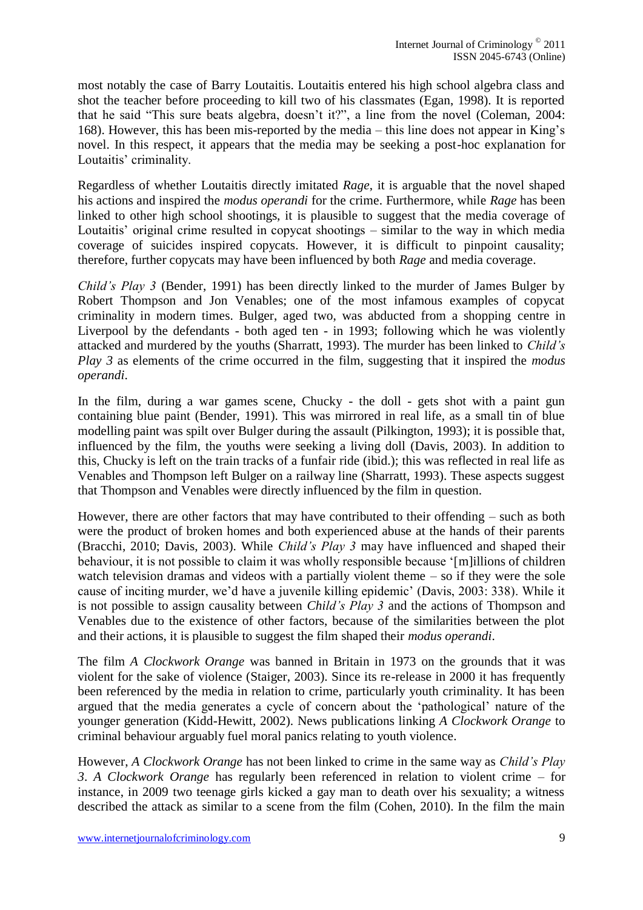most notably the case of Barry Loutaitis. Loutaitis entered his high school algebra class and shot the teacher before proceeding to kill two of his classmates (Egan, 1998). It is reported that he said "This sure beats algebra, doesn't it?", a line from the novel (Coleman, 2004: 168). However, this has been mis-reported by the media – this line does not appear in King's novel. In this respect, it appears that the media may be seeking a post-hoc explanation for Loutaitis' criminality.

Regardless of whether Loutaitis directly imitated *Rage*, it is arguable that the novel shaped his actions and inspired the *modus operandi* for the crime. Furthermore, while *Rage* has been linked to other high school shootings, it is plausible to suggest that the media coverage of Loutaitis' original crime resulted in copycat shootings – similar to the way in which media coverage of suicides inspired copycats. However, it is difficult to pinpoint causality; therefore, further copycats may have been influenced by both *Rage* and media coverage.

*Child's Play 3* (Bender, 1991) has been directly linked to the murder of James Bulger by Robert Thompson and Jon Venables; one of the most infamous examples of copycat criminality in modern times. Bulger, aged two, was abducted from a shopping centre in Liverpool by the defendants - both aged ten - in 1993; following which he was violently attacked and murdered by the youths (Sharratt, 1993). The murder has been linked to *Child's Play 3* as elements of the crime occurred in the film, suggesting that it inspired the *modus operandi*.

In the film, during a war games scene, Chucky - the doll - gets shot with a paint gun containing blue paint (Bender, 1991). This was mirrored in real life, as a small tin of blue modelling paint was spilt over Bulger during the assault (Pilkington, 1993); it is possible that, influenced by the film, the youths were seeking a living doll (Davis, 2003). In addition to this, Chucky is left on the train tracks of a funfair ride (ibid.); this was reflected in real life as Venables and Thompson left Bulger on a railway line (Sharratt, 1993). These aspects suggest that Thompson and Venables were directly influenced by the film in question.

However, there are other factors that may have contributed to their offending – such as both were the product of broken homes and both experienced abuse at the hands of their parents (Bracchi, 2010; Davis, 2003). While *Child's Play 3* may have influenced and shaped their behaviour, it is not possible to claim it was wholly responsible because '[m]illions of children watch television dramas and videos with a partially violent theme – so if they were the sole cause of inciting murder, we'd have a juvenile killing epidemic' (Davis, 2003: 338). While it is not possible to assign causality between *Child's Play 3* and the actions of Thompson and Venables due to the existence of other factors, because of the similarities between the plot and their actions, it is plausible to suggest the film shaped their *modus operandi*.

The film *A Clockwork Orange* was banned in Britain in 1973 on the grounds that it was violent for the sake of violence (Staiger, 2003). Since its re-release in 2000 it has frequently been referenced by the media in relation to crime, particularly youth criminality. It has been argued that the media generates a cycle of concern about the 'pathological' nature of the younger generation (Kidd-Hewitt, 2002). News publications linking *A Clockwork Orange* to criminal behaviour arguably fuel moral panics relating to youth violence.

However, *A Clockwork Orange* has not been linked to crime in the same way as *Child's Play 3*. *A Clockwork Orange* has regularly been referenced in relation to violent crime – for instance, in 2009 two teenage girls kicked a gay man to death over his sexuality; a witness described the attack as similar to a scene from the film (Cohen, 2010). In the film the main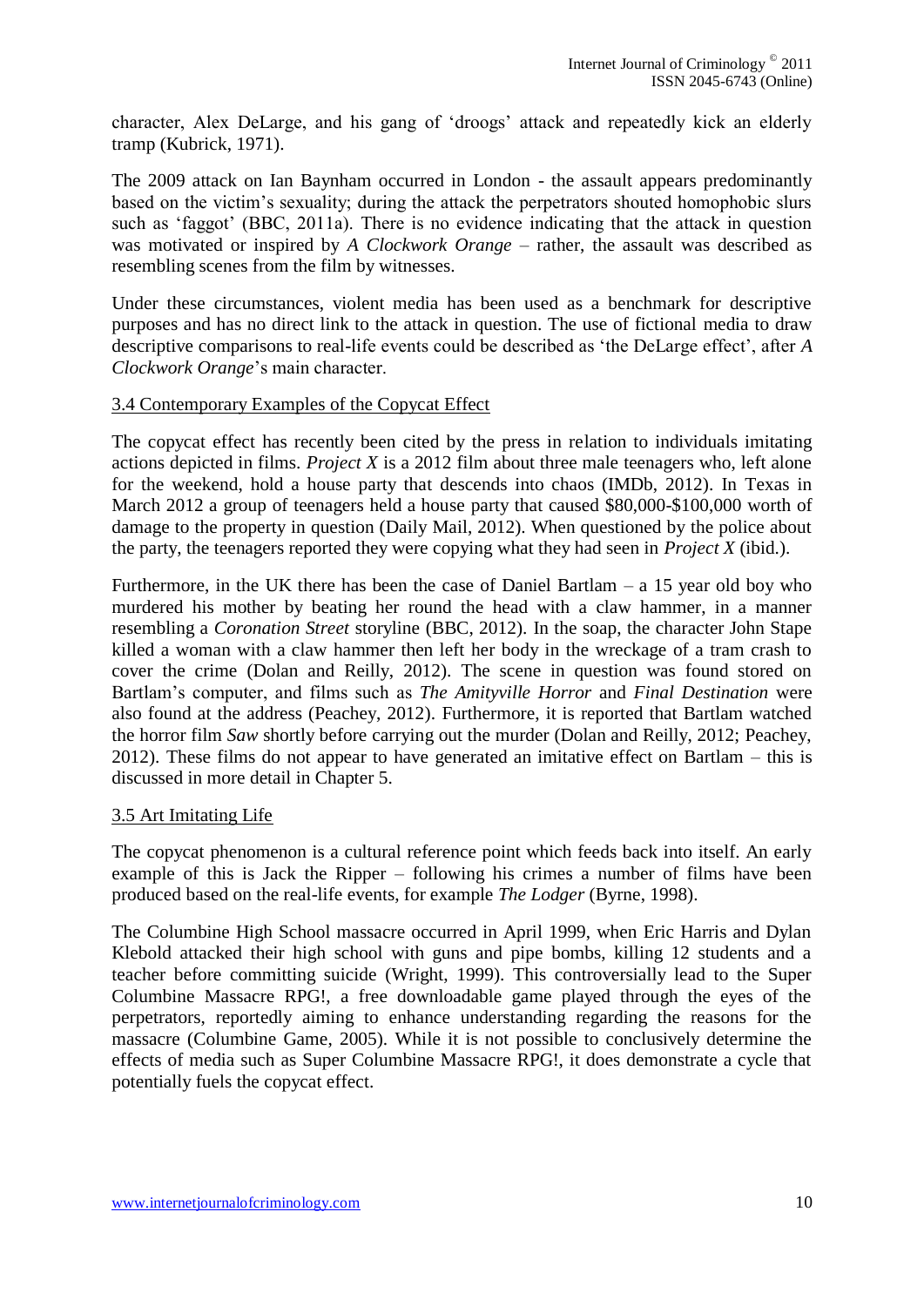character, Alex DeLarge, and his gang of 'droogs' attack and repeatedly kick an elderly tramp (Kubrick, 1971).

The 2009 attack on Ian Baynham occurred in London - the assault appears predominantly based on the victim's sexuality; during the attack the perpetrators shouted homophobic slurs such as 'faggot' (BBC, 2011a). There is no evidence indicating that the attack in question was motivated or inspired by *A Clockwork Orange* – rather, the assault was described as resembling scenes from the film by witnesses.

Under these circumstances, violent media has been used as a benchmark for descriptive purposes and has no direct link to the attack in question. The use of fictional media to draw descriptive comparisons to real-life events could be described as 'the DeLarge effect', after *A Clockwork Orange*'s main character.

### 3.4 Contemporary Examples of the Copycat Effect

The copycat effect has recently been cited by the press in relation to individuals imitating actions depicted in films. *Project X* is a 2012 film about three male teenagers who, left alone for the weekend, hold a house party that descends into chaos (IMDb, 2012). In Texas in March 2012 a group of teenagers held a house party that caused $80,000-$100,000 worth of damage to the property in question (Daily Mail, 2012). When questioned by the police about the party, the teenagers reported they were copying what they had seen in *Project X* (ibid.).

Furthermore, in the UK there has been the case of Daniel Bartlam – a 15 year old boy who murdered his mother by beating her round the head with a claw hammer, in a manner resembling a *Coronation Street* storyline (BBC, 2012). In the soap, the character John Stape killed a woman with a claw hammer then left her body in the wreckage of a tram crash to cover the crime (Dolan and Reilly, 2012). The scene in question was found stored on Bartlam's computer, and films such as *The Amityville Horror* and *Final Destination* were also found at the address (Peachey, 2012). Furthermore, it is reported that Bartlam watched the horror film *Saw* shortly before carrying out the murder (Dolan and Reilly, 2012; Peachey, 2012). These films do not appear to have generated an imitative effect on Bartlam – this is discussed in more detail in Chapter 5.

### 3.5 Art Imitating Life

The copycat phenomenon is a cultural reference point which feeds back into itself. An early example of this is Jack the Ripper – following his crimes a number of films have been produced based on the real-life events, for example *The Lodger* (Byrne, 1998).

The Columbine High School massacre occurred in April 1999, when Eric Harris and Dylan Klebold attacked their high school with guns and pipe bombs, killing 12 students and a teacher before committing suicide (Wright, 1999). This controversially lead to the Super Columbine Massacre RPG!, a free downloadable game played through the eyes of the perpetrators, reportedly aiming to enhance understanding regarding the reasons for the massacre (Columbine Game, 2005). While it is not possible to conclusively determine the effects of media such as Super Columbine Massacre RPG!, it does demonstrate a cycle that potentially fuels the copycat effect.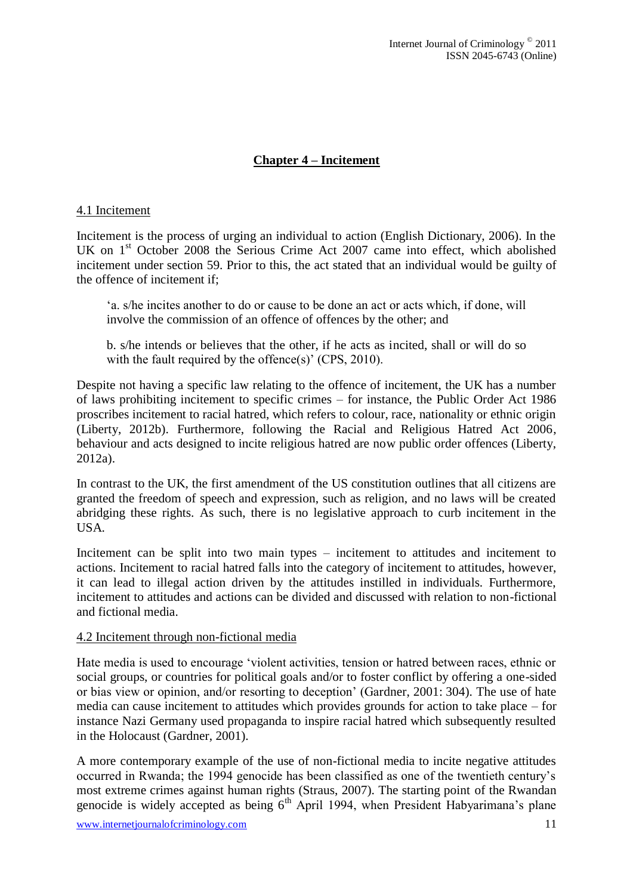## Chapter 4 – Incitement

### 4.1 Incitement

Incitement is the process of urging an individual to action (English Dictionary, 2006). In the UK on 1st October 2008 the Serious Crime Act 2007 came into effect, which abolished incitement under section 59. Prior to this, the act stated that an individual would be guilty of the offence of incitement if;

> 'a. s/he incites another to do or cause to be done an act or acts which, if done, will involve the commission of an offence of offences by the other; and
>
> b. s/he intends or believes that the other, if he acts as incited, shall or will do so with the fault required by the offence(s)' (CPS, 2010).

Despite not having a specific law relating to the offence of incitement, the UK has a number of laws prohibiting incitement to specific crimes – for instance, the Public Order Act 1986 proscribes incitement to racial hatred, which refers to colour, race, nationality or ethnic origin (Liberty, 2012b). Furthermore, following the Racial and Religious Hatred Act 2006, behaviour and acts designed to incite religious hatred are now public order offences (Liberty, 2012a).

In contrast to the UK, the first amendment of the US constitution outlines that all citizens are granted the freedom of speech and expression, such as religion, and no laws will be created abridging these rights. As such, there is no legislative approach to curb incitement in the USA.

Incitement can be split into two main types – incitement to attitudes and incitement to actions. Incitement to racial hatred falls into the category of incitement to attitudes, however, it can lead to illegal action driven by the attitudes instilled in individuals. Furthermore, incitement to attitudes and actions can be divided and discussed with relation to non-fictional and fictional media.

### 4.2 Incitement through non-fictional media

Hate media is used to encourage 'violent activities, tension or hatred between races, ethnic or social groups, or countries for political goals and/or to foster conflict by offering a one-sided or bias view or opinion, and/or resorting to deception' (Gardner, 2001: 304). The use of hate media can cause incitement to attitudes which provides grounds for action to take place – for instance Nazi Germany used propaganda to inspire racial hatred which subsequently resulted in the Holocaust (Gardner, 2001).

A more contemporary example of the use of non-fictional media to incite negative attitudes occurred in Rwanda; the 1994 genocide has been classified as one of the twentieth century's most extreme crimes against human rights (Straus, 2007). The starting point of the Rwandan genocide is widely accepted as being 6th April 1994, when President Habyarimana's plane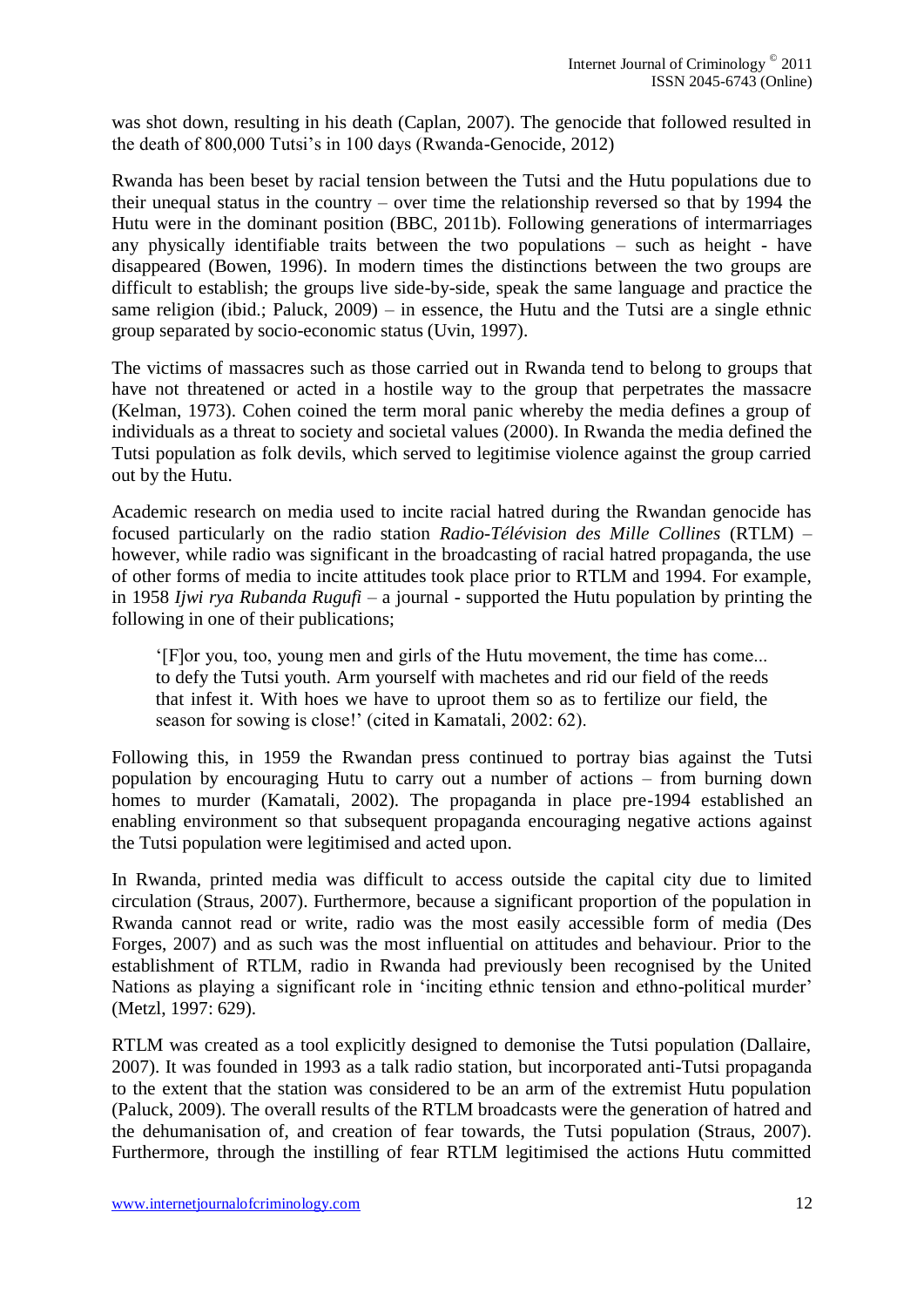was shot down, resulting in his death (Caplan, 2007). The genocide that followed resulted in the death of 800,000 Tutsi's in 100 days (Rwanda-Genocide, 2012)

Rwanda has been beset by racial tension between the Tutsi and the Hutu populations due to their unequal status in the country – over time the relationship reversed so that by 1994 the Hutu were in the dominant position (BBC, 2011b). Following generations of intermarriages any physically identifiable traits between the two populations – such as height - have disappeared (Bowen, 1996). In modern times the distinctions between the two groups are difficult to establish; the groups live side-by-side, speak the same language and practice the same religion (ibid.; Paluck, 2009) – in essence, the Hutu and the Tutsi are a single ethnic group separated by socio-economic status (Uvin, 1997).

The victims of massacres such as those carried out in Rwanda tend to belong to groups that have not threatened or acted in a hostile way to the group that perpetrates the massacre (Kelman, 1973). Cohen coined the term moral panic whereby the media defines a group of individuals as a threat to society and societal values (2000). In Rwanda the media defined the Tutsi population as folk devils, which served to legitimise violence against the group carried out by the Hutu.

Academic research on media used to incite racial hatred during the Rwandan genocide has focused particularly on the radio station *Radio-Télévision des Mille Collines* (RTLM) – however, while radio was significant in the broadcasting of racial hatred propaganda, the use of other forms of media to incite attitudes took place prior to RTLM and 1994. For example, in 1958 *Ijwi rya Rubanda Rugufi* – a journal - supported the Hutu population by printing the following in one of their publications;

> '[F]or you, too, young men and girls of the Hutu movement, the time has come... to defy the Tutsi youth. Arm yourself with machetes and rid our field of the reeds that infest it. With hoes we have to uproot them so as to fertilize our field, the season for sowing is close!' (cited in Kamatali, 2002: 62).

Following this, in 1959 the Rwandan press continued to portray bias against the Tutsi population by encouraging Hutu to carry out a number of actions – from burning down homes to murder (Kamatali, 2002). The propaganda in place pre-1994 established an enabling environment so that subsequent propaganda encouraging negative actions against the Tutsi population were legitimised and acted upon.

In Rwanda, printed media was difficult to access outside the capital city due to limited circulation (Straus, 2007). Furthermore, because a significant proportion of the population in Rwanda cannot read or write, radio was the most easily accessible form of media (Des Forges, 2007) and as such was the most influential on attitudes and behaviour. Prior to the establishment of RTLM, radio in Rwanda had previously been recognised by the United Nations as playing a significant role in 'inciting ethnic tension and ethno-political murder' (Metzl, 1997: 629).

RTLM was created as a tool explicitly designed to demonise the Tutsi population (Dallaire, 2007). It was founded in 1993 as a talk radio station, but incorporated anti-Tutsi propaganda to the extent that the station was considered to be an arm of the extremist Hutu population (Paluck, 2009). The overall results of the RTLM broadcasts were the generation of hatred and the dehumanisation of, and creation of fear towards, the Tutsi population (Straus, 2007). Furthermore, through the instilling of fear RTLM legitimised the actions Hutu committed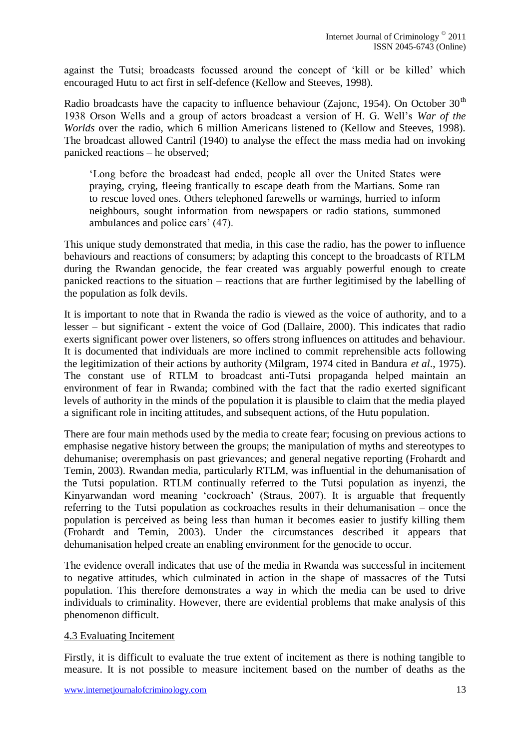against the Tutsi; broadcasts focussed around the concept of 'kill or be killed' which encouraged Hutu to act first in self-defence (Kellow and Steeves, 1998).

Radio broadcasts have the capacity to influence behaviour (Zajonc, 1954). On October 30th 1938 Orson Wells and a group of actors broadcast a version of H. G. Well's *War of the Worlds* over the radio, which 6 million Americans listened to (Kellow and Steeves, 1998). The broadcast allowed Cantril (1940) to analyse the effect the mass media had on invoking panicked reactions – he observed;

> 'Long before the broadcast had ended, people all over the United States were praying, crying, fleeing frantically to escape death from the Martians. Some ran to rescue loved ones. Others telephoned farewells or warnings, hurried to inform neighbours, sought information from newspapers or radio stations, summoned ambulances and police cars' (47).

This unique study demonstrated that media, in this case the radio, has the power to influence behaviours and reactions of consumers; by adapting this concept to the broadcasts of RTLM during the Rwandan genocide, the fear created was arguably powerful enough to create panicked reactions to the situation – reactions that are further legitimised by the labelling of the population as folk devils.

It is important to note that in Rwanda the radio is viewed as the voice of authority, and to a lesser – but significant - extent the voice of God (Dallaire, 2000). This indicates that radio exerts significant power over listeners, so offers strong influences on attitudes and behaviour. It is documented that individuals are more inclined to commit reprehensible acts following the legitimization of their actions by authority (Milgram, 1974 cited in Bandura *et al*., 1975). The constant use of RTLM to broadcast anti-Tutsi propaganda helped maintain an environment of fear in Rwanda; combined with the fact that the radio exerted significant levels of authority in the minds of the population it is plausible to claim that the media played a significant role in inciting attitudes, and subsequent actions, of the Hutu population.

There are four main methods used by the media to create fear; focusing on previous actions to emphasise negative history between the groups; the manipulation of myths and stereotypes to dehumanise; overemphasis on past grievances; and general negative reporting (Frohardt and Temin, 2003). Rwandan media, particularly RTLM, was influential in the dehumanisation of the Tutsi population. RTLM continually referred to the Tutsi population as inyenzi, the Kinyarwandan word meaning 'cockroach' (Straus, 2007). It is arguable that frequently referring to the Tutsi population as cockroaches results in their dehumanisation – once the population is perceived as being less than human it becomes easier to justify killing them (Frohardt and Temin, 2003). Under the circumstances described it appears that dehumanisation helped create an enabling environment for the genocide to occur.

The evidence overall indicates that use of the media in Rwanda was successful in incitement to negative attitudes, which culminated in action in the shape of massacres of the Tutsi population. This therefore demonstrates a way in which the media can be used to drive individuals to criminality. However, there are evidential problems that make analysis of this phenomenon difficult.

## 4.3 Evaluating Incitement

Firstly, it is difficult to evaluate the true extent of incitement as there is nothing tangible to measure. It is not possible to measure incitement based on the number of deaths as the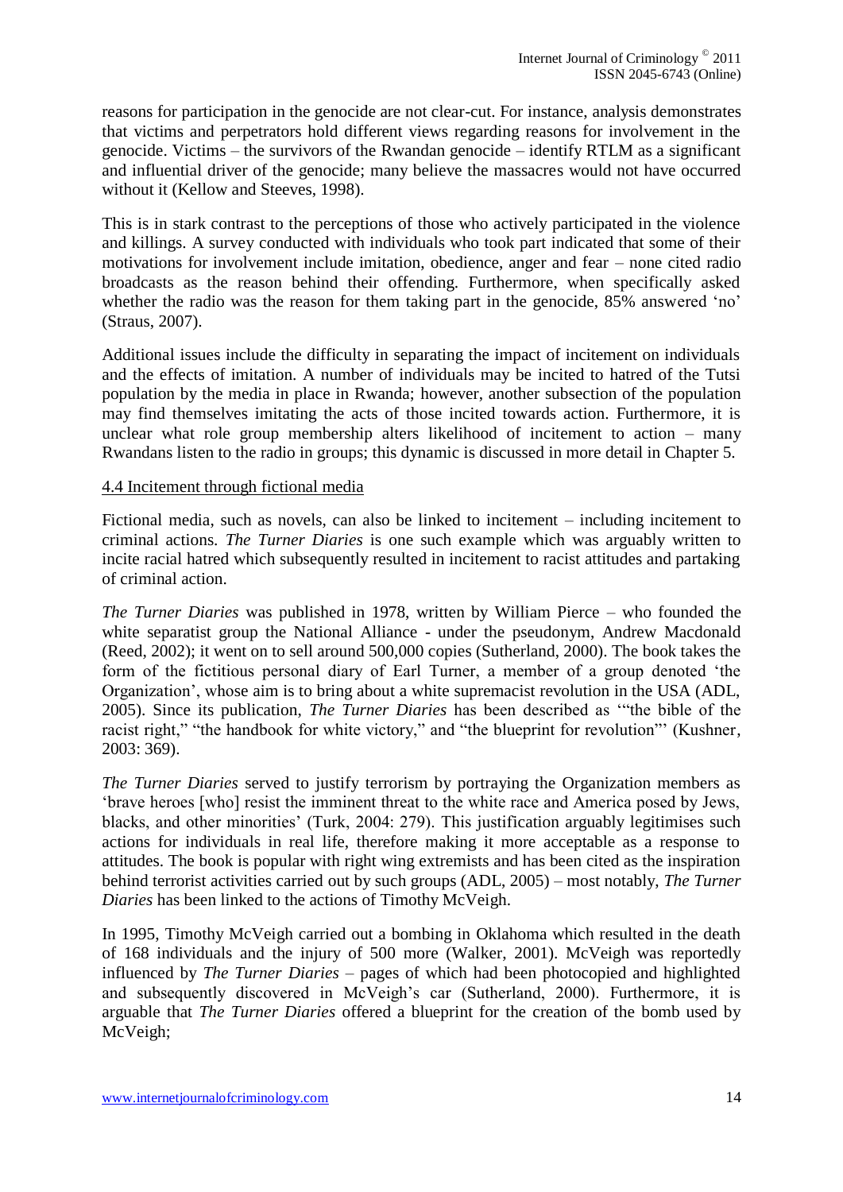reasons for participation in the genocide are not clear-cut. For instance, analysis demonstrates that victims and perpetrators hold different views regarding reasons for involvement in the genocide. Victims – the survivors of the Rwandan genocide – identify RTLM as a significant and influential driver of the genocide; many believe the massacres would not have occurred without it (Kellow and Steeves, 1998).

This is in stark contrast to the perceptions of those who actively participated in the violence and killings. A survey conducted with individuals who took part indicated that some of their motivations for involvement include imitation, obedience, anger and fear – none cited radio broadcasts as the reason behind their offending. Furthermore, when specifically asked whether the radio was the reason for them taking part in the genocide, 85% answered 'no' (Straus, 2007).

Additional issues include the difficulty in separating the impact of incitement on individuals and the effects of imitation. A number of individuals may be incited to hatred of the Tutsi population by the media in place in Rwanda; however, another subsection of the population may find themselves imitating the acts of those incited towards action. Furthermore, it is unclear what role group membership alters likelihood of incitement to action – many Rwandans listen to the radio in groups; this dynamic is discussed in more detail in Chapter 5.

## 4.4 Incitement through fictional media

Fictional media, such as novels, can also be linked to incitement – including incitement to criminal actions. *The Turner Diaries* is one such example which was arguably written to incite racial hatred which subsequently resulted in incitement to racist attitudes and partaking of criminal action.

*The Turner Diaries* was published in 1978, written by William Pierce – who founded the white separatist group the National Alliance - under the pseudonym, Andrew Macdonald (Reed, 2002); it went on to sell around 500,000 copies (Sutherland, 2000). The book takes the form of the fictitious personal diary of Earl Turner, a member of a group denoted 'the Organization', whose aim is to bring about a white supremacist revolution in the USA (ADL, 2005). Since its publication, *The Turner Diaries* has been described as '"the bible of the racist right," "the handbook for white victory," and "the blueprint for revolution"' (Kushner, 2003: 369).

*The Turner Diaries* served to justify terrorism by portraying the Organization members as 'brave heroes [who] resist the imminent threat to the white race and America posed by Jews, blacks, and other minorities' (Turk, 2004: 279). This justification arguably legitimises such actions for individuals in real life, therefore making it more acceptable as a response to attitudes. The book is popular with right wing extremists and has been cited as the inspiration behind terrorist activities carried out by such groups (ADL, 2005) – most notably, *The Turner Diaries* has been linked to the actions of Timothy McVeigh.

In 1995, Timothy McVeigh carried out a bombing in Oklahoma which resulted in the death of 168 individuals and the injury of 500 more (Walker, 2001). McVeigh was reportedly influenced by *The Turner Diaries* – pages of which had been photocopied and highlighted and subsequently discovered in McVeigh's car (Sutherland, 2000). Furthermore, it is arguable that *The Turner Diaries* offered a blueprint for the creation of the bomb used by McVeigh;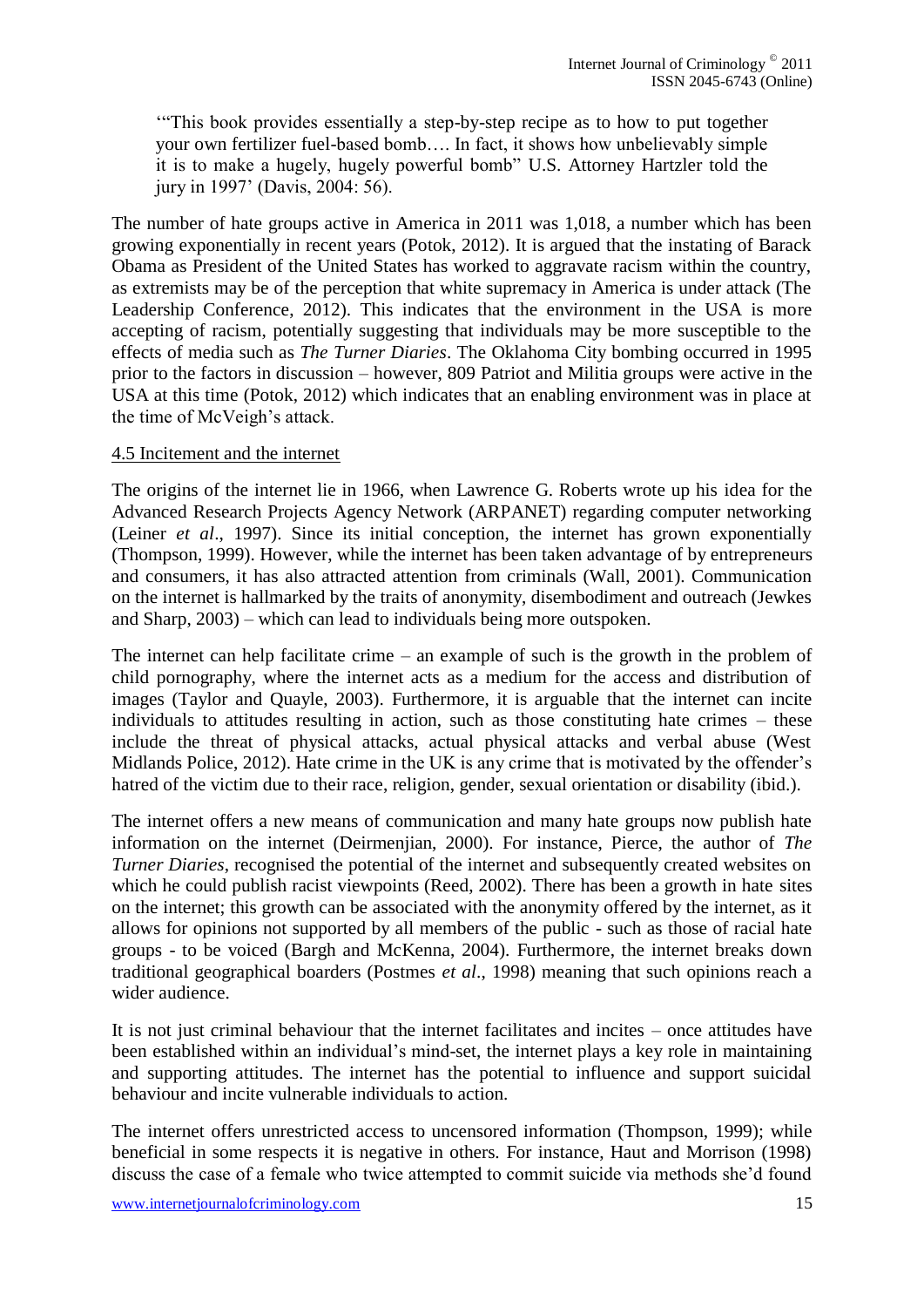'"This book provides essentially a step-by-step recipe as to how to put together your own fertilizer fuel-based bomb…. In fact, it shows how unbelievably simple it is to make a hugely, hugely powerful bomb" U.S. Attorney Hartzler told the jury in 1997' (Davis, 2004: 56).

The number of hate groups active in America in 2011 was 1,018, a number which has been growing exponentially in recent years (Potok, 2012). It is argued that the instating of Barack Obama as President of the United States has worked to aggravate racism within the country, as extremists may be of the perception that white supremacy in America is under attack (The Leadership Conference, 2012). This indicates that the environment in the USA is more accepting of racism, potentially suggesting that individuals may be more susceptible to the effects of media such as *The Turner Diaries*. The Oklahoma City bombing occurred in 1995 prior to the factors in discussion – however, 809 Patriot and Militia groups were active in the USA at this time (Potok, 2012) which indicates that an enabling environment was in place at the time of McVeigh's attack.

### 4.5 Incitement and the internet

The origins of the internet lie in 1966, when Lawrence G. Roberts wrote up his idea for the Advanced Research Projects Agency Network (ARPANET) regarding computer networking (Leiner *et al*., 1997). Since its initial conception, the internet has grown exponentially (Thompson, 1999). However, while the internet has been taken advantage of by entrepreneurs and consumers, it has also attracted attention from criminals (Wall, 2001). Communication on the internet is hallmarked by the traits of anonymity, disembodiment and outreach (Jewkes and Sharp, 2003) – which can lead to individuals being more outspoken.

The internet can help facilitate crime – an example of such is the growth in the problem of child pornography, where the internet acts as a medium for the access and distribution of images (Taylor and Quayle, 2003). Furthermore, it is arguable that the internet can incite individuals to attitudes resulting in action, such as those constituting hate crimes – these include the threat of physical attacks, actual physical attacks and verbal abuse (West Midlands Police, 2012). Hate crime in the UK is any crime that is motivated by the offender's hatred of the victim due to their race, religion, gender, sexual orientation or disability (ibid.).

The internet offers a new means of communication and many hate groups now publish hate information on the internet (Deirmenjian, 2000). For instance, Pierce, the author of *The Turner Diaries*, recognised the potential of the internet and subsequently created websites on which he could publish racist viewpoints (Reed, 2002). There has been a growth in hate sites on the internet; this growth can be associated with the anonymity offered by the internet, as it allows for opinions not supported by all members of the public - such as those of racial hate groups - to be voiced (Bargh and McKenna, 2004). Furthermore, the internet breaks down traditional geographical boarders (Postmes *et al*., 1998) meaning that such opinions reach a wider audience.

It is not just criminal behaviour that the internet facilitates and incites – once attitudes have been established within an individual's mind-set, the internet plays a key role in maintaining and supporting attitudes. The internet has the potential to influence and support suicidal behaviour and incite vulnerable individuals to action.

The internet offers unrestricted access to uncensored information (Thompson, 1999); while beneficial in some respects it is negative in others. For instance, Haut and Morrison (1998) discuss the case of a female who twice attempted to commit suicide via methods she'd found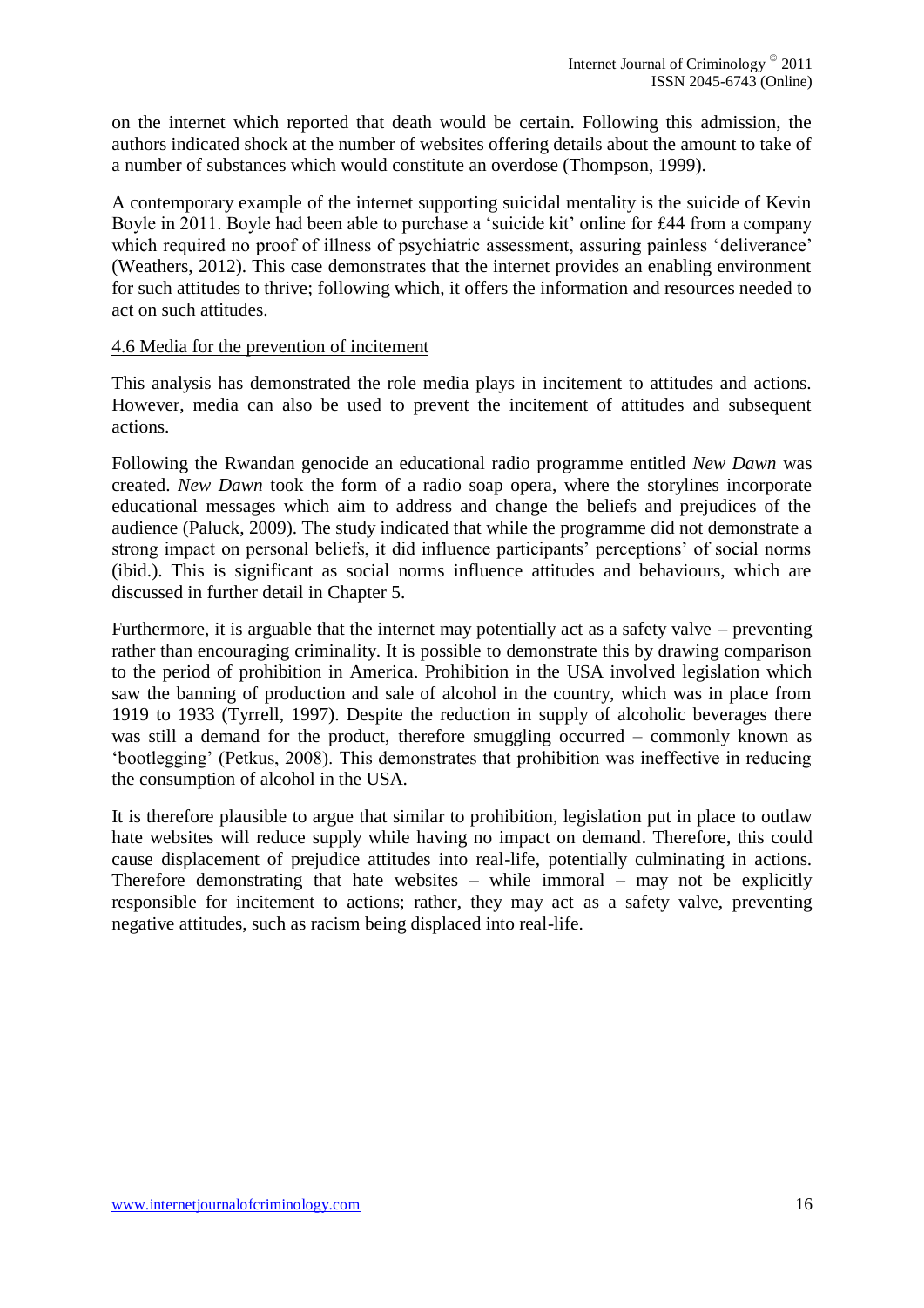on the internet which reported that death would be certain. Following this admission, the authors indicated shock at the number of websites offering details about the amount to take of a number of substances which would constitute an overdose (Thompson, 1999).

A contemporary example of the internet supporting suicidal mentality is the suicide of Kevin Boyle in 2011. Boyle had been able to purchase a 'suicide kit' online for £44 from a company which required no proof of illness of psychiatric assessment, assuring painless 'deliverance' (Weathers, 2012). This case demonstrates that the internet provides an enabling environment for such attitudes to thrive; following which, it offers the information and resources needed to act on such attitudes.

### 4.6 Media for the prevention of incitement

This analysis has demonstrated the role media plays in incitement to attitudes and actions. However, media can also be used to prevent the incitement of attitudes and subsequent actions.

Following the Rwandan genocide an educational radio programme entitled *New Dawn* was created. *New Dawn* took the form of a radio soap opera, where the storylines incorporate educational messages which aim to address and change the beliefs and prejudices of the audience (Paluck, 2009). The study indicated that while the programme did not demonstrate a strong impact on personal beliefs, it did influence participants' perceptions' of social norms (ibid.). This is significant as social norms influence attitudes and behaviours, which are discussed in further detail in Chapter 5.

Furthermore, it is arguable that the internet may potentially act as a safety valve – preventing rather than encouraging criminality. It is possible to demonstrate this by drawing comparison to the period of prohibition in America. Prohibition in the USA involved legislation which saw the banning of production and sale of alcohol in the country, which was in place from 1919 to 1933 (Tyrrell, 1997). Despite the reduction in supply of alcoholic beverages there was still a demand for the product, therefore smuggling occurred – commonly known as 'bootlegging' (Petkus, 2008). This demonstrates that prohibition was ineffective in reducing the consumption of alcohol in the USA.

It is therefore plausible to argue that similar to prohibition, legislation put in place to outlaw hate websites will reduce supply while having no impact on demand. Therefore, this could cause displacement of prejudice attitudes into real-life, potentially culminating in actions. Therefore demonstrating that hate websites – while immoral – may not be explicitly responsible for incitement to actions; rather, they may act as a safety valve, preventing negative attitudes, such as racism being displaced into real-life.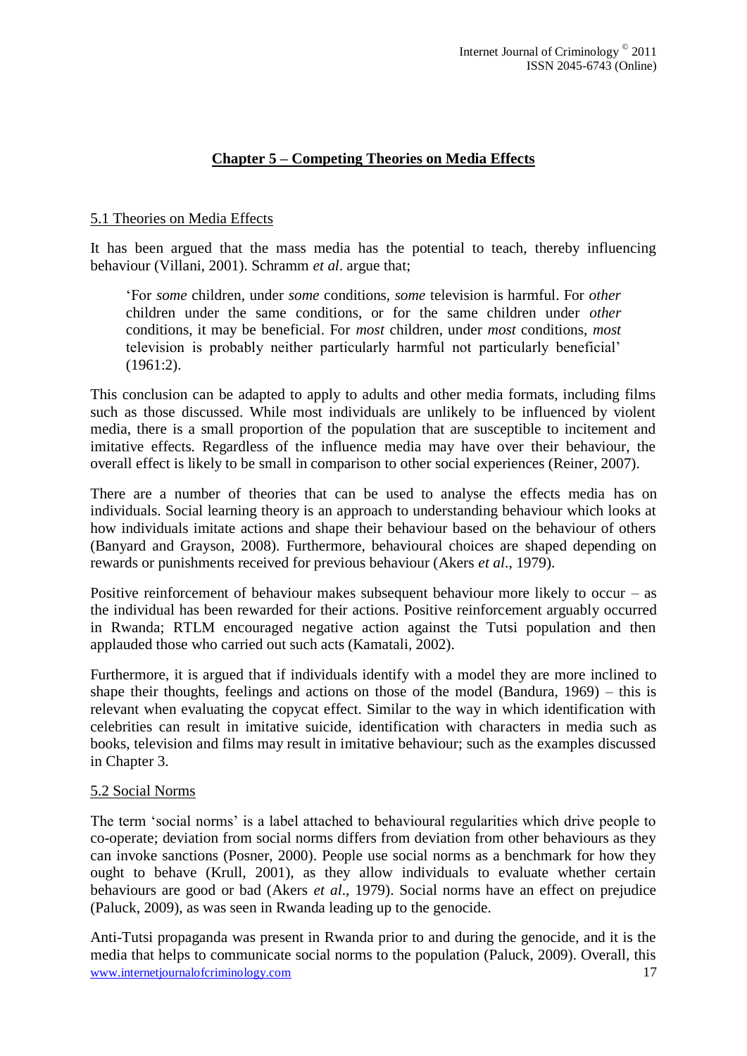## Chapter 5 – Competing Theories on Media Effects

### 5.1 Theories on Media Effects

It has been argued that the mass media has the potential to teach, thereby influencing behaviour (Villani, 2001). Schramm *et al*. argue that;

> 'For *some* children, under *some* conditions, *some* television is harmful. For *other* children under the same conditions, or for the same children under *other* conditions, it may be beneficial. For *most* children, under *most* conditions, *most* television is probably neither particularly harmful not particularly beneficial' (1961:2).

This conclusion can be adapted to apply to adults and other media formats, including films such as those discussed. While most individuals are unlikely to be influenced by violent media, there is a small proportion of the population that are susceptible to incitement and imitative effects. Regardless of the influence media may have over their behaviour, the overall effect is likely to be small in comparison to other social experiences (Reiner, 2007).

There are a number of theories that can be used to analyse the effects media has on individuals. Social learning theory is an approach to understanding behaviour which looks at how individuals imitate actions and shape their behaviour based on the behaviour of others (Banyard and Grayson, 2008). Furthermore, behavioural choices are shaped depending on rewards or punishments received for previous behaviour (Akers *et al*., 1979).

Positive reinforcement of behaviour makes subsequent behaviour more likely to occur – as the individual has been rewarded for their actions. Positive reinforcement arguably occurred in Rwanda; RTLM encouraged negative action against the Tutsi population and then applauded those who carried out such acts (Kamatali, 2002).

Furthermore, it is argued that if individuals identify with a model they are more inclined to shape their thoughts, feelings and actions on those of the model (Bandura, 1969) – this is relevant when evaluating the copycat effect. Similar to the way in which identification with celebrities can result in imitative suicide, identification with characters in media such as books, television and films may result in imitative behaviour; such as the examples discussed in Chapter 3.

### 5.2 Social Norms

The term 'social norms' is a label attached to behavioural regularities which drive people to co-operate; deviation from social norms differs from deviation from other behaviours as they can invoke sanctions (Posner, 2000). People use social norms as a benchmark for how they ought to behave (Krull, 2001), as they allow individuals to evaluate whether certain behaviours are good or bad (Akers *et al*., 1979). Social norms have an effect on prejudice (Paluck, 2009), as was seen in Rwanda leading up to the genocide.

Anti-Tutsi propaganda was present in Rwanda prior to and during the genocide, and it is the media that helps to communicate social norms to the population (Paluck, 2009). Overall, this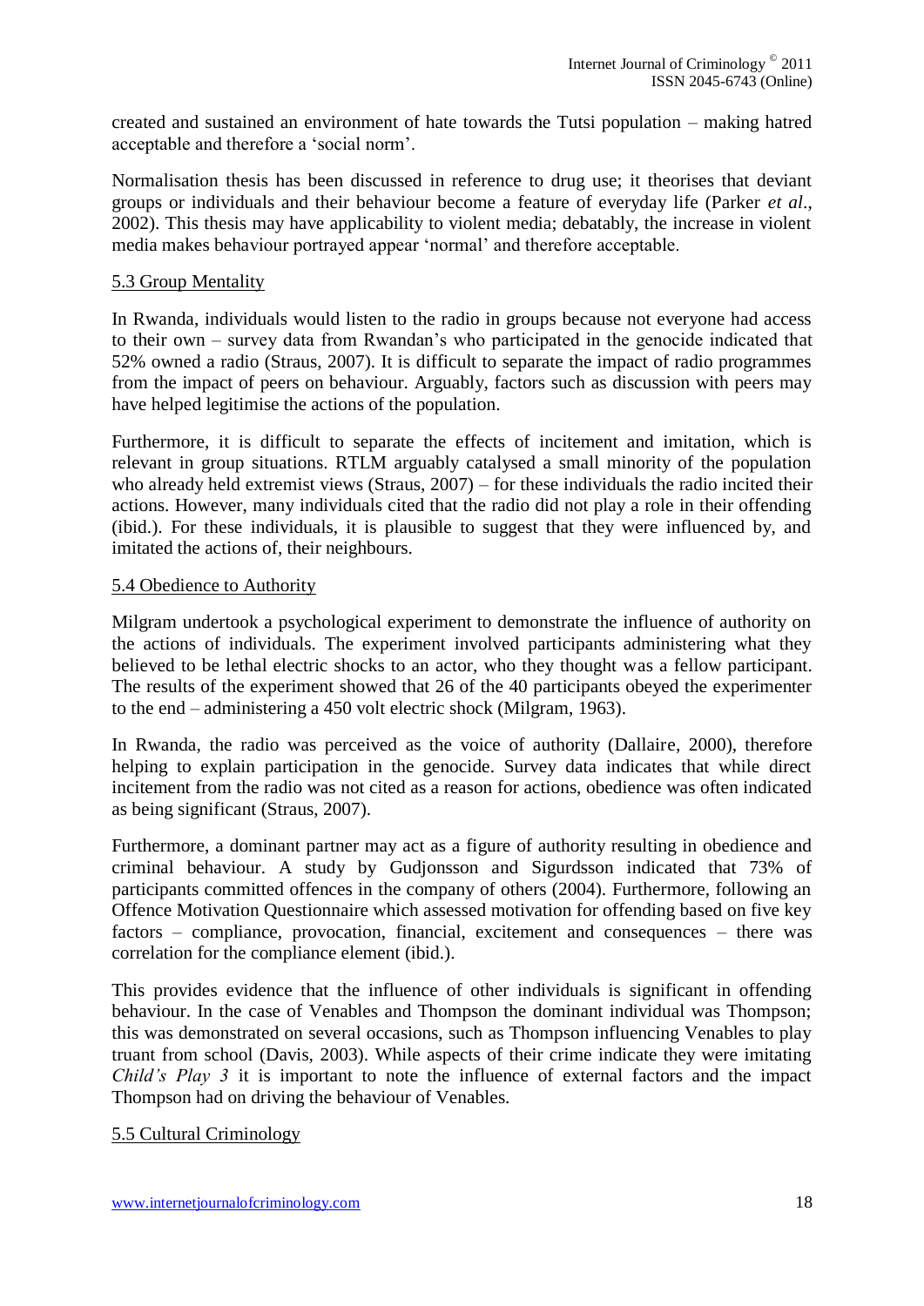created and sustained an environment of hate towards the Tutsi population – making hatred acceptable and therefore a 'social norm'.

Normalisation thesis has been discussed in reference to drug use; it theorises that deviant groups or individuals and their behaviour become a feature of everyday life (Parker *et al*., 2002). This thesis may have applicability to violent media; debatably, the increase in violent media makes behaviour portrayed appear 'normal' and therefore acceptable.

### 5.3 Group Mentality

In Rwanda, individuals would listen to the radio in groups because not everyone had access to their own – survey data from Rwandan's who participated in the genocide indicated that 52% owned a radio (Straus, 2007). It is difficult to separate the impact of radio programmes from the impact of peers on behaviour. Arguably, factors such as discussion with peers may have helped legitimise the actions of the population.

Furthermore, it is difficult to separate the effects of incitement and imitation, which is relevant in group situations. RTLM arguably catalysed a small minority of the population who already held extremist views (Straus, 2007) – for these individuals the radio incited their actions. However, many individuals cited that the radio did not play a role in their offending (ibid.). For these individuals, it is plausible to suggest that they were influenced by, and imitated the actions of, their neighbours.

### 5.4 Obedience to Authority

Milgram undertook a psychological experiment to demonstrate the influence of authority on the actions of individuals. The experiment involved participants administering what they believed to be lethal electric shocks to an actor, who they thought was a fellow participant. The results of the experiment showed that 26 of the 40 participants obeyed the experimenter to the end – administering a 450 volt electric shock (Milgram, 1963).

In Rwanda, the radio was perceived as the voice of authority (Dallaire, 2000), therefore helping to explain participation in the genocide. Survey data indicates that while direct incitement from the radio was not cited as a reason for actions, obedience was often indicated as being significant (Straus, 2007).

Furthermore, a dominant partner may act as a figure of authority resulting in obedience and criminal behaviour. A study by Gudjonsson and Sigurdsson indicated that 73% of participants committed offences in the company of others (2004). Furthermore, following an Offence Motivation Questionnaire which assessed motivation for offending based on five key factors – compliance, provocation, financial, excitement and consequences – there was correlation for the compliance element (ibid.).

This provides evidence that the influence of other individuals is significant in offending behaviour. In the case of Venables and Thompson the dominant individual was Thompson; this was demonstrated on several occasions, such as Thompson influencing Venables to play truant from school (Davis, 2003). While aspects of their crime indicate they were imitating *Child's Play 3* it is important to note the influence of external factors and the impact Thompson had on driving the behaviour of Venables.

### 5.5 Cultural Criminology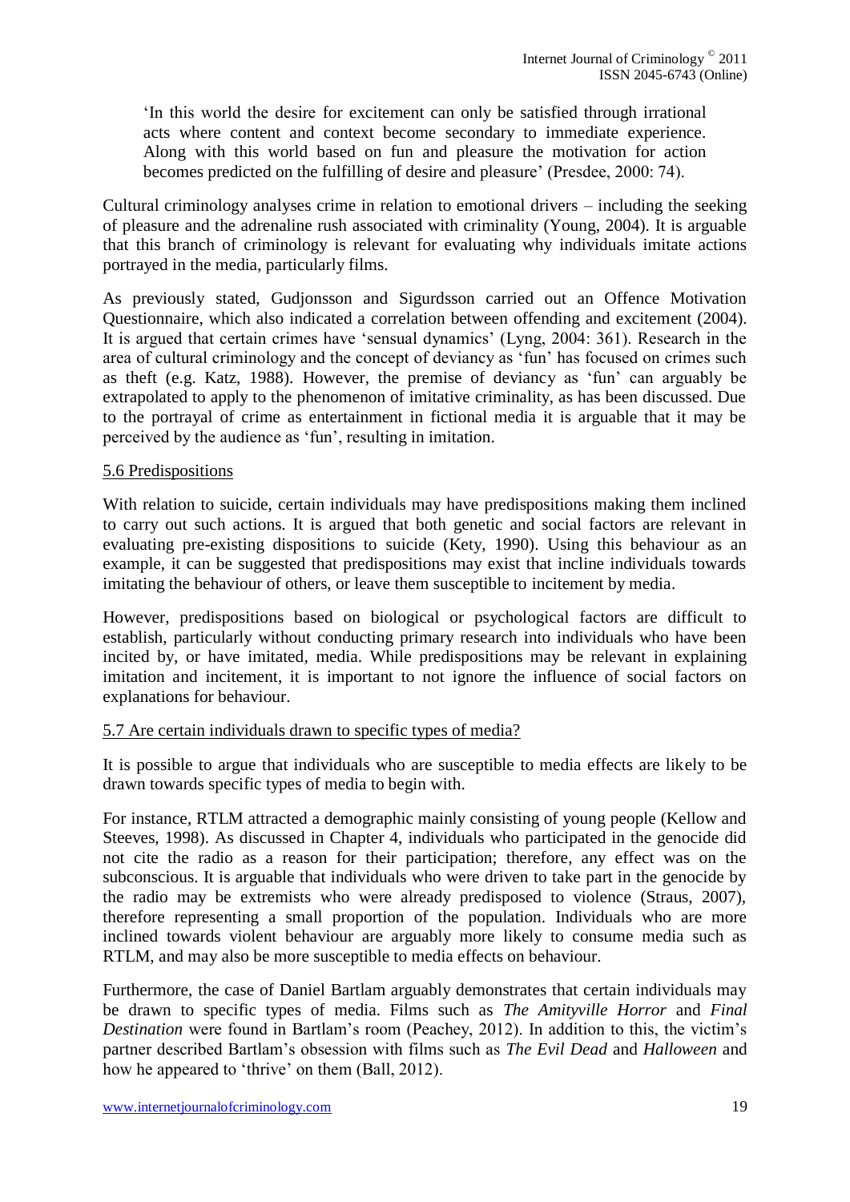> 'In this world the desire for excitement can only be satisfied through irrational acts where content and context become secondary to immediate experience. Along with this world based on fun and pleasure the motivation for action becomes predicted on the fulfilling of desire and pleasure' (Presdee, 2000: 74).

Cultural criminology analyses crime in relation to emotional drivers – including the seeking of pleasure and the adrenaline rush associated with criminality (Young, 2004). It is arguable that this branch of criminology is relevant for evaluating why individuals imitate actions portrayed in the media, particularly films.

As previously stated, Gudjonsson and Sigurdsson carried out an Offence Motivation Questionnaire, which also indicated a correlation between offending and excitement (2004). It is argued that certain crimes have 'sensual dynamics' (Lyng, 2004: 361). Research in the area of cultural criminology and the concept of deviancy as 'fun' has focused on crimes such as theft (e.g. Katz, 1988). However, the premise of deviancy as 'fun' can arguably be extrapolated to apply to the phenomenon of imitative criminality, as has been discussed. Due to the portrayal of crime as entertainment in fictional media it is arguable that it may be perceived by the audience as 'fun', resulting in imitation.

## 5.6 Predispositions

With relation to suicide, certain individuals may have predispositions making them inclined to carry out such actions. It is argued that both genetic and social factors are relevant in evaluating pre-existing dispositions to suicide (Kety, 1990). Using this behaviour as an example, it can be suggested that predispositions may exist that incline individuals towards imitating the behaviour of others, or leave them susceptible to incitement by media.

However, predispositions based on biological or psychological factors are difficult to establish, particularly without conducting primary research into individuals who have been incited by, or have imitated, media. While predispositions may be relevant in explaining imitation and incitement, it is important to not ignore the influence of social factors on explanations for behaviour.

## 5.7 Are certain individuals drawn to specific types of media?

It is possible to argue that individuals who are susceptible to media effects are likely to be drawn towards specific types of media to begin with.

For instance, RTLM attracted a demographic mainly consisting of young people (Kellow and Steeves, 1998). As discussed in Chapter 4, individuals who participated in the genocide did not cite the radio as a reason for their participation; therefore, any effect was on the subconscious. It is arguable that individuals who were driven to take part in the genocide by the radio may be extremists who were already predisposed to violence (Straus, 2007), therefore representing a small proportion of the population. Individuals who are more inclined towards violent behaviour are arguably more likely to consume media such as RTLM, and may also be more susceptible to media effects on behaviour.

Furthermore, the case of Daniel Bartlam arguably demonstrates that certain individuals may be drawn to specific types of media. Films such as *The Amityville Horror* and *Final Destination* were found in Bartlam's room (Peachey, 2012). In addition to this, the victim's partner described Bartlam's obsession with films such as *The Evil Dead* and *Halloween* and how he appeared to 'thrive' on them (Ball, 2012).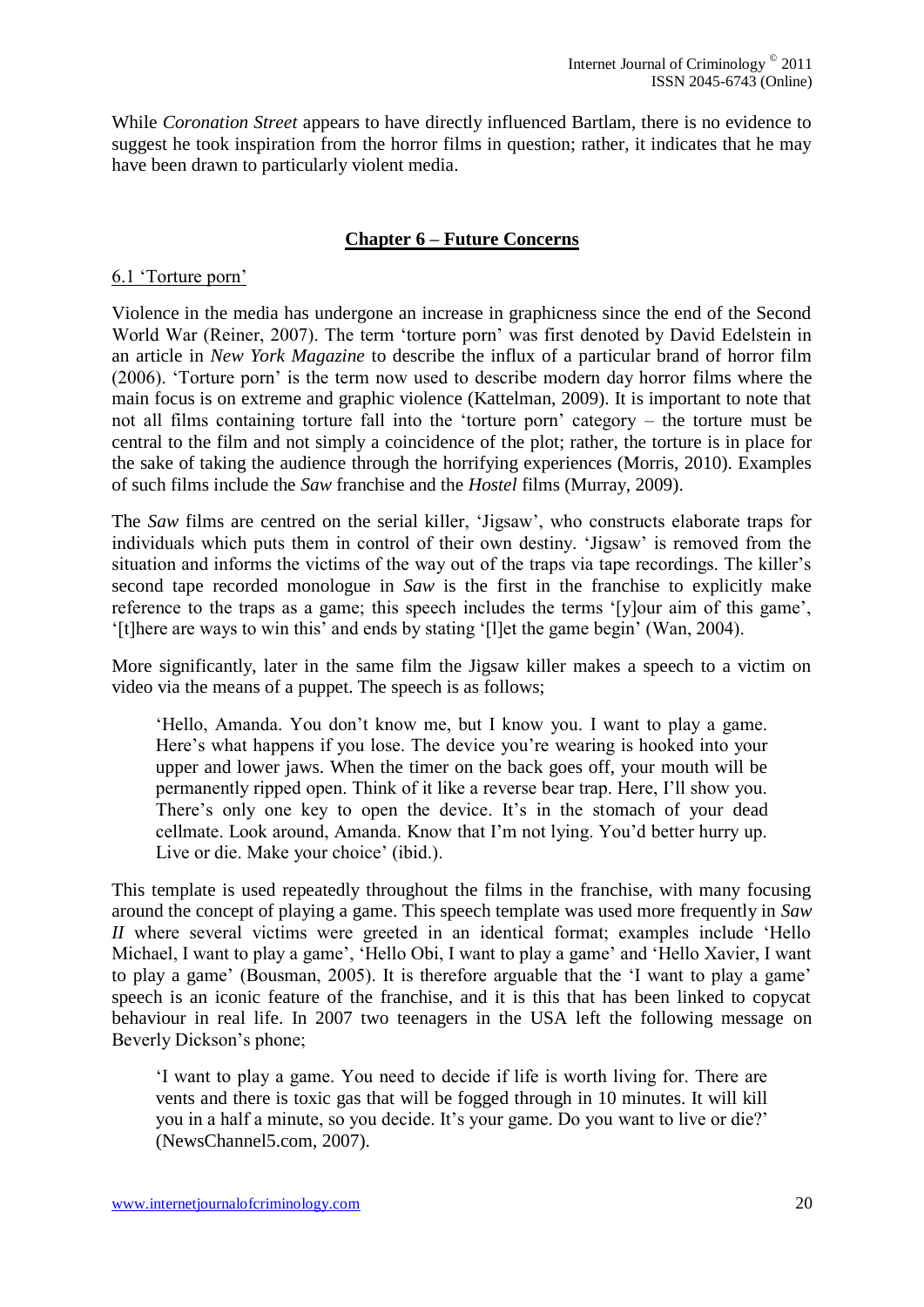While *Coronation Street* appears to have directly influenced Bartlam, there is no evidence to suggest he took inspiration from the horror films in question; rather, it indicates that he may have been drawn to particularly violent media.

## Chapter 6 – Future Concerns

### 6.1 'Torture porn'

Violence in the media has undergone an increase in graphicness since the end of the Second World War (Reiner, 2007). The term 'torture porn' was first denoted by David Edelstein in an article in *New York Magazine* to describe the influx of a particular brand of horror film (2006). 'Torture porn' is the term now used to describe modern day horror films where the main focus is on extreme and graphic violence (Kattelman, 2009). It is important to note that not all films containing torture fall into the 'torture porn' category – the torture must be central to the film and not simply a coincidence of the plot; rather, the torture is in place for the sake of taking the audience through the horrifying experiences (Morris, 2010). Examples of such films include the *Saw* franchise and the *Hostel* films (Murray, 2009).

The *Saw* films are centred on the serial killer, 'Jigsaw', who constructs elaborate traps for individuals which puts them in control of their own destiny. 'Jigsaw' is removed from the situation and informs the victims of the way out of the traps via tape recordings. The killer's second tape recorded monologue in *Saw* is the first in the franchise to explicitly make reference to the traps as a game; this speech includes the terms '[y]our aim of this game', '[t]here are ways to win this' and ends by stating '[l]et the game begin' (Wan, 2004).

More significantly, later in the same film the Jigsaw killer makes a speech to a victim on video via the means of a puppet. The speech is as follows;

> 'Hello, Amanda. You don't know me, but I know you. I want to play a game. Here's what happens if you lose. The device you're wearing is hooked into your upper and lower jaws. When the timer on the back goes off, your mouth will be permanently ripped open. Think of it like a reverse bear trap. Here, I'll show you. There's only one key to open the device. It's in the stomach of your dead cellmate. Look around, Amanda. Know that I'm not lying. You'd better hurry up. Live or die. Make your choice' (ibid.).

This template is used repeatedly throughout the films in the franchise, with many focusing around the concept of playing a game. This speech template was used more frequently in *Saw II* where several victims were greeted in an identical format; examples include 'Hello Michael, I want to play a game', 'Hello Obi, I want to play a game' and 'Hello Xavier, I want to play a game' (Bousman, 2005). It is therefore arguable that the 'I want to play a game' speech is an iconic feature of the franchise, and it is this that has been linked to copycat behaviour in real life. In 2007 two teenagers in the USA left the following message on Beverly Dickson's phone;

> 'I want to play a game. You need to decide if life is worth living for. There are vents and there is toxic gas that will be fogged through in 10 minutes. It will kill you in a half a minute, so you decide. It's your game. Do you want to live or die?' (NewsChannel5.com, 2007).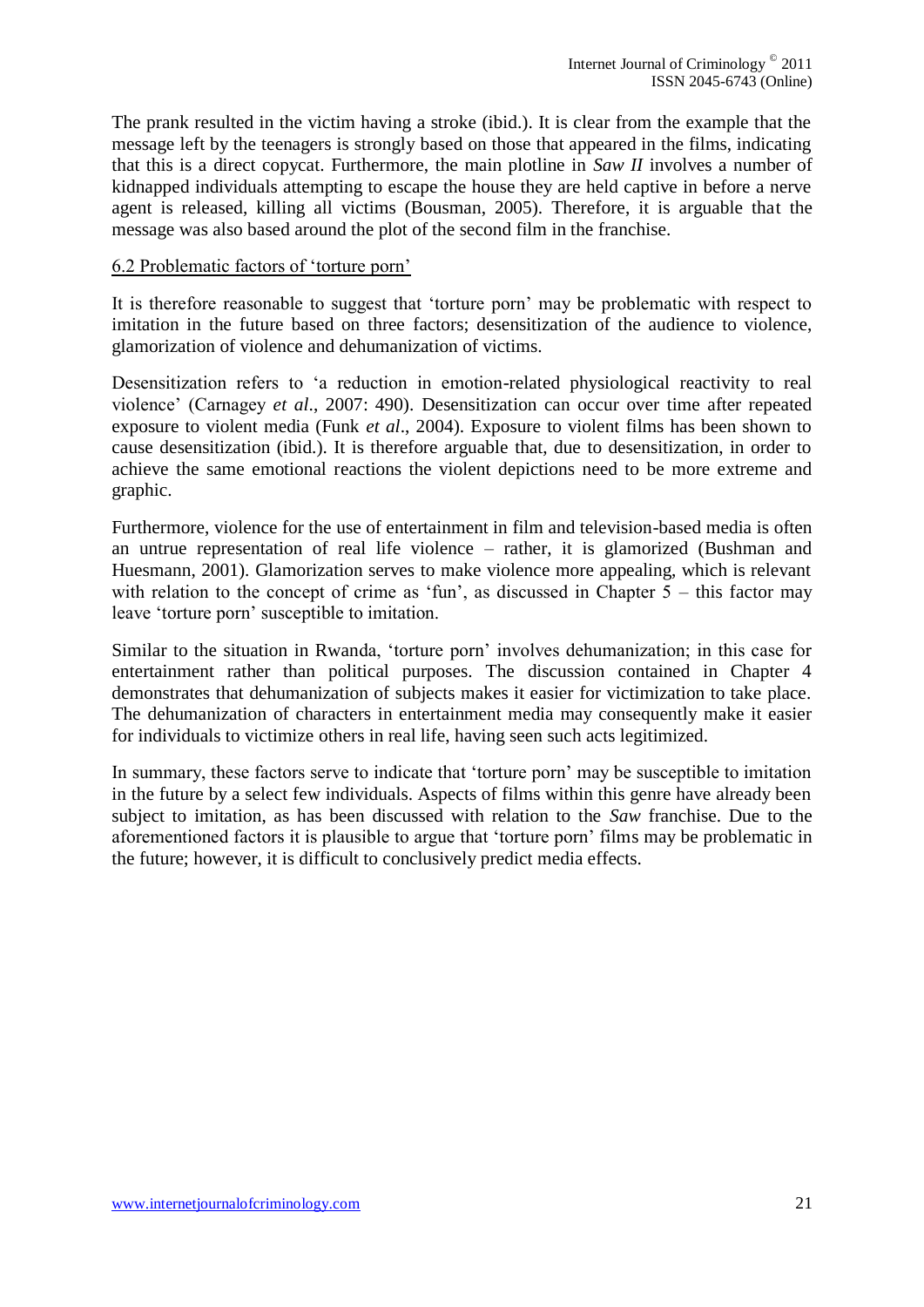The prank resulted in the victim having a stroke (ibid.). It is clear from the example that the message left by the teenagers is strongly based on those that appeared in the films, indicating that this is a direct copycat. Furthermore, the main plotline in *Saw II* involves a number of kidnapped individuals attempting to escape the house they are held captive in before a nerve agent is released, killing all victims (Bousman, 2005). Therefore, it is arguable that the message was also based around the plot of the second film in the franchise.

### 6.2 Problematic factors of 'torture porn'

It is therefore reasonable to suggest that 'torture porn' may be problematic with respect to imitation in the future based on three factors; desensitization of the audience to violence, glamorization of violence and dehumanization of victims.

Desensitization refers to 'a reduction in emotion-related physiological reactivity to real violence' (Carnagey *et al*., 2007: 490). Desensitization can occur over time after repeated exposure to violent media (Funk *et al*., 2004). Exposure to violent films has been shown to cause desensitization (ibid.). It is therefore arguable that, due to desensitization, in order to achieve the same emotional reactions the violent depictions need to be more extreme and graphic.

Furthermore, violence for the use of entertainment in film and television-based media is often an untrue representation of real life violence – rather, it is glamorized (Bushman and Huesmann, 2001). Glamorization serves to make violence more appealing, which is relevant with relation to the concept of crime as 'fun', as discussed in Chapter 5 – this factor may leave 'torture porn' susceptible to imitation.

Similar to the situation in Rwanda, 'torture porn' involves dehumanization; in this case for entertainment rather than political purposes. The discussion contained in Chapter 4 demonstrates that dehumanization of subjects makes it easier for victimization to take place. The dehumanization of characters in entertainment media may consequently make it easier for individuals to victimize others in real life, having seen such acts legitimized.

In summary, these factors serve to indicate that 'torture porn' may be susceptible to imitation in the future by a select few individuals. Aspects of films within this genre have already been subject to imitation, as has been discussed with relation to the *Saw* franchise. Due to the aforementioned factors it is plausible to argue that 'torture porn' films may be problematic in the future; however, it is difficult to conclusively predict media effects.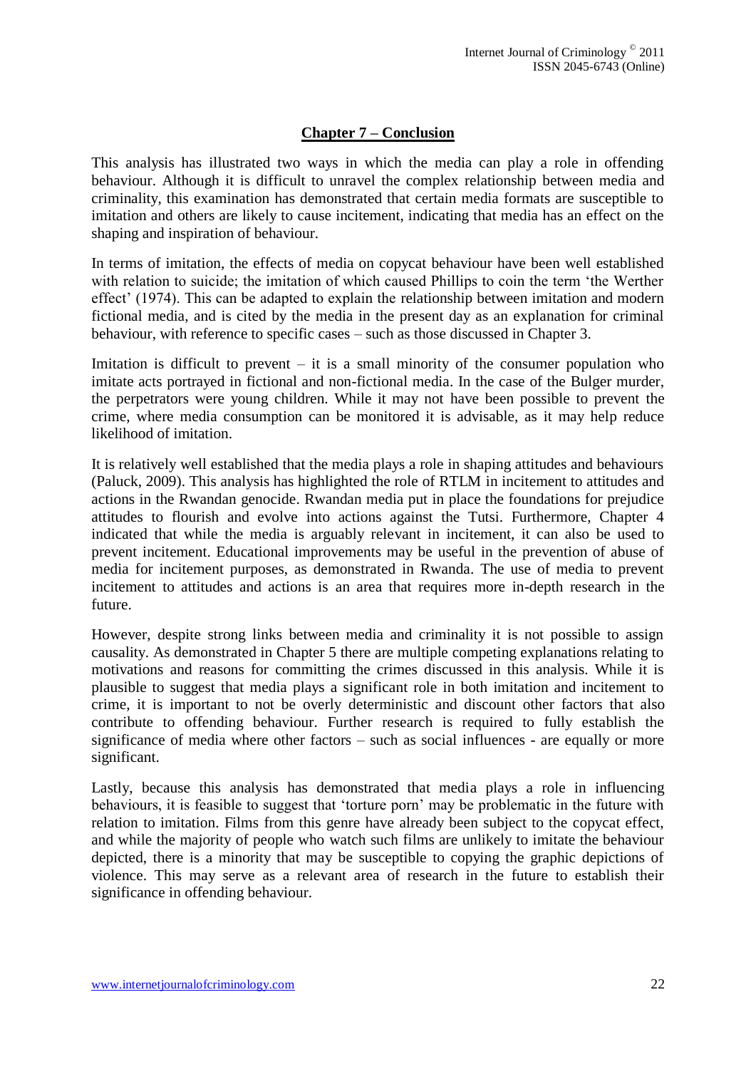## Chapter 7 – Conclusion

This analysis has illustrated two ways in which the media can play a role in offending behaviour. Although it is difficult to unravel the complex relationship between media and criminality, this examination has demonstrated that certain media formats are susceptible to imitation and others are likely to cause incitement, indicating that media has an effect on the shaping and inspiration of behaviour.

In terms of imitation, the effects of media on copycat behaviour have been well established with relation to suicide; the imitation of which caused Phillips to coin the term 'the Werther effect' (1974). This can be adapted to explain the relationship between imitation and modern fictional media, and is cited by the media in the present day as an explanation for criminal behaviour, with reference to specific cases – such as those discussed in Chapter 3.

Imitation is difficult to prevent – it is a small minority of the consumer population who imitate acts portrayed in fictional and non-fictional media. In the case of the Bulger murder, the perpetrators were young children. While it may not have been possible to prevent the crime, where media consumption can be monitored it is advisable, as it may help reduce likelihood of imitation.

It is relatively well established that the media plays a role in shaping attitudes and behaviours (Paluck, 2009). This analysis has highlighted the role of RTLM in incitement to attitudes and actions in the Rwandan genocide. Rwandan media put in place the foundations for prejudice attitudes to flourish and evolve into actions against the Tutsi. Furthermore, Chapter 4 indicated that while the media is arguably relevant in incitement, it can also be used to prevent incitement. Educational improvements may be useful in the prevention of abuse of media for incitement purposes, as demonstrated in Rwanda. The use of media to prevent incitement to attitudes and actions is an area that requires more in-depth research in the future.

However, despite strong links between media and criminality it is not possible to assign causality. As demonstrated in Chapter 5 there are multiple competing explanations relating to motivations and reasons for committing the crimes discussed in this analysis. While it is plausible to suggest that media plays a significant role in both imitation and incitement to crime, it is important to not be overly deterministic and discount other factors that also contribute to offending behaviour. Further research is required to fully establish the significance of media where other factors – such as social influences - are equally or more significant.

Lastly, because this analysis has demonstrated that media plays a role in influencing behaviours, it is feasible to suggest that 'torture porn' may be problematic in the future with relation to imitation. Films from this genre have already been subject to the copycat effect, and while the majority of people who watch such films are unlikely to imitate the behaviour depicted, there is a minority that may be susceptible to copying the graphic depictions of violence. This may serve as a relevant area of research in the future to establish their significance in offending behaviour.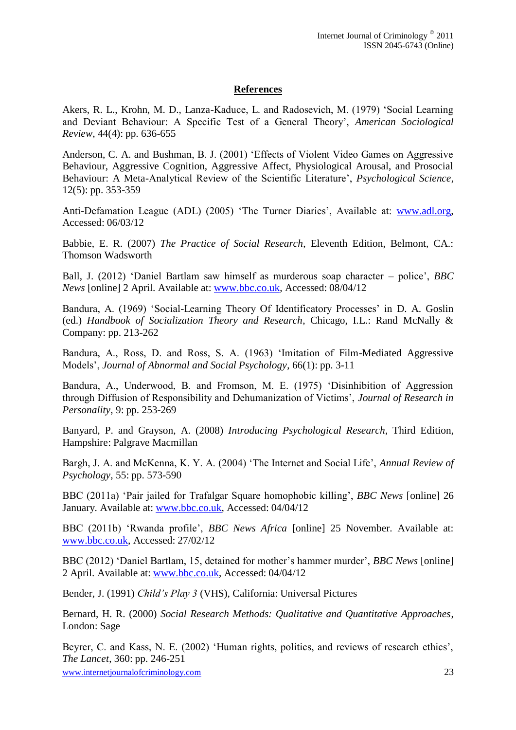## References

Akers, R. L., Krohn, M. D., Lanza-Kaduce, L. and Radosevich, M. (1979) 'Social Learning and Deviant Behaviour: A Specific Test of a General Theory', *American Sociological Review*, 44(4): pp. 636-655

Anderson, C. A. and Bushman, B. J. (2001) 'Effects of Violent Video Games on Aggressive Behaviour, Aggressive Cognition, Aggressive Affect, Physiological Arousal, and Prosocial Behaviour: A Meta-Analytical Review of the Scientific Literature', *Psychological Science*, 12(5): pp. 353-359

Anti-Defamation League (ADL) (2005) 'The Turner Diaries', Available at: www.adl.org, Accessed: 06/03/12

Babbie, E. R. (2007) *The Practice of Social Research*, Eleventh Edition, Belmont, CA.: Thomson Wadsworth

Ball, J. (2012) 'Daniel Bartlam saw himself as murderous soap character – police', *BBC News* [online] 2 April. Available at: www.bbc.co.uk, Accessed: 08/04/12

Bandura, A. (1969) 'Social-Learning Theory Of Identificatory Processes' in D. A. Goslin (ed.) *Handbook of Socialization Theory and Research*, Chicago, I.L.: Rand McNally & Company: pp. 213-262

Bandura, A., Ross, D. and Ross, S. A. (1963) 'Imitation of Film-Mediated Aggressive Models', *Journal of Abnormal and Social Psychology*, 66(1): pp. 3-11

Bandura, A., Underwood, B. and Fromson, M. E. (1975) 'Disinhibition of Aggression through Diffusion of Responsibility and Dehumanization of Victims', *Journal of Research in Personality*, 9: pp. 253-269

Banyard, P. and Grayson, A. (2008) *Introducing Psychological Research*, Third Edition, Hampshire: Palgrave Macmillan

Bargh, J. A. and McKenna, K. Y. A. (2004) 'The Internet and Social Life', *Annual Review of Psychology*, 55: pp. 573-590

BBC (2011a) 'Pair jailed for Trafalgar Square homophobic killing', *BBC News* [online] 26 January. Available at: www.bbc.co.uk, Accessed: 04/04/12

BBC (2011b) 'Rwanda profile', *BBC News Africa* [online] 25 November. Available at: www.bbc.co.uk, Accessed: 27/02/12

BBC (2012) 'Daniel Bartlam, 15, detained for mother's hammer murder', *BBC News* [online] 2 April. Available at: www.bbc.co.uk, Accessed: 04/04/12

Bender, J. (1991) *Child's Play 3* (VHS), California: Universal Pictures

Bernard, H. R. (2000) *Social Research Methods: Qualitative and Quantitative Approaches*, London: Sage

Beyrer, C. and Kass, N. E. (2002) 'Human rights, politics, and reviews of research ethics', *The Lancet*, 360: pp. 246-251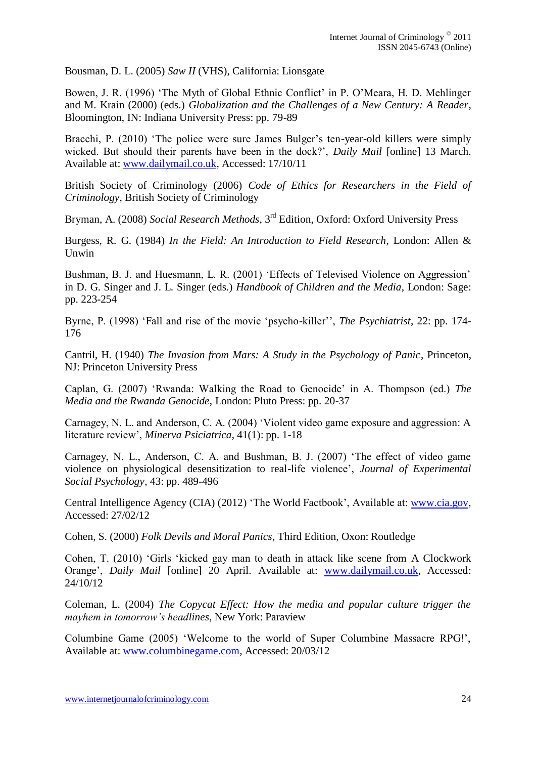Bousman, D. L. (2005) *Saw II* (VHS), California: Lionsgate

Bowen, J. R. (1996) 'The Myth of Global Ethnic Conflict' in P. O'Meara, H. D. Mehlinger and M. Krain (2000) (eds.) *Globalization and the Challenges of a New Century: A Reader*, Bloomington, IN: Indiana University Press: pp. 79-89

Bracchi, P. (2010) 'The police were sure James Bulger's ten-year-old killers were simply wicked. But should their parents have been in the dock?', *Daily Mail* [online] 13 March. Available at: www.dailymail.co.uk, Accessed: 17/10/11

British Society of Criminology (2006) *Code of Ethics for Researchers in the Field of Criminology*, British Society of Criminology

Bryman, A. (2008) *Social Research Methods*, 3rd Edition, Oxford: Oxford University Press

Burgess, R. G. (1984) *In the Field: An Introduction to Field Research*, London: Allen & Unwin

Bushman, B. J. and Huesmann, L. R. (2001) 'Effects of Televised Violence on Aggression' in D. G. Singer and J. L. Singer (eds.) *Handbook of Children and the Media*, London: Sage: pp. 223-254

Byrne, P. (1998) 'Fall and rise of the movie 'psycho-killer'', *The Psychiatrist*, 22: pp. 174-176

Cantril, H. (1940) *The Invasion from Mars: A Study in the Psychology of Panic*, Princeton, NJ: Princeton University Press

Caplan, G. (2007) 'Rwanda: Walking the Road to Genocide' in A. Thompson (ed.) *The Media and the Rwanda Genocide*, London: Pluto Press: pp. 20-37

Carnagey, N. L. and Anderson, C. A. (2004) 'Violent video game exposure and aggression: A literature review', *Minerva Psiciatrica*, 41(1): pp. 1-18

Carnagey, N. L., Anderson, C. A. and Bushman, B. J. (2007) 'The effect of video game violence on physiological desensitization to real-life violence', *Journal of Experimental Social Psychology*, 43: pp. 489-496

Central Intelligence Agency (CIA) (2012) 'The World Factbook', Available at: www.cia.gov, Accessed: 27/02/12

Cohen, S. (2000) *Folk Devils and Moral Panics*, Third Edition, Oxon: Routledge

Cohen, T. (2010) 'Girls 'kicked gay man to death in attack like scene from A Clockwork Orange', *Daily Mail* [online] 20 April. Available at: www.dailymail.co.uk, Accessed: 24/10/12

Coleman, L. (2004) *The Copycat Effect: How the media and popular culture trigger the mayhem in tomorrow's headlines*, New York: Paraview

Columbine Game (2005) 'Welcome to the world of Super Columbine Massacre RPG!', Available at: www.columbinegame.com, Accessed: 20/03/12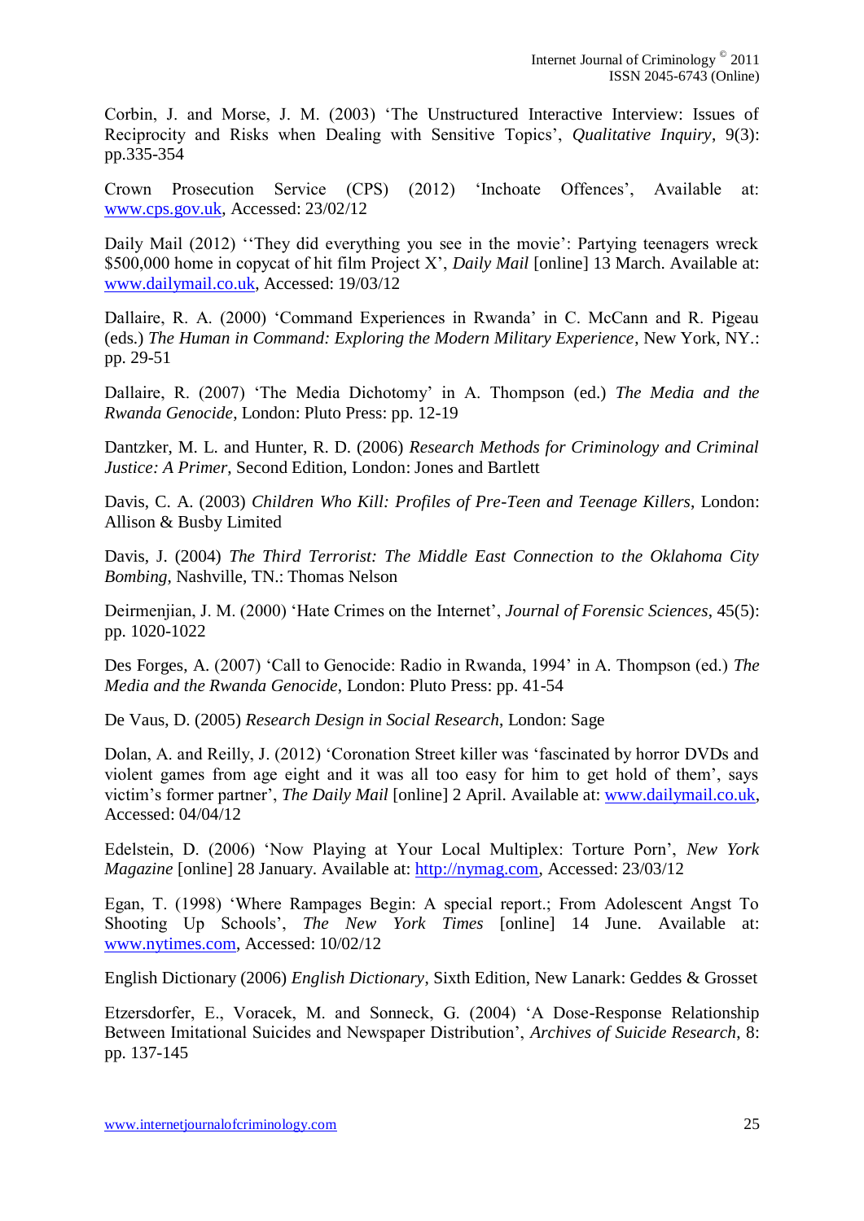Corbin, J. and Morse, J. M. (2003) 'The Unstructured Interactive Interview: Issues of Reciprocity and Risks when Dealing with Sensitive Topics', *Qualitative Inquiry*, 9(3): pp.335-354

Crown Prosecution Service (CPS) (2012) 'Inchoate Offences', Available at: www.cps.gov.uk, Accessed: 23/02/12

Daily Mail (2012) ''They did everything you see in the movie': Partying teenagers wreck $500,000 home in copycat of hit film Project X', *Daily Mail* [online] 13 March. Available at: www.dailymail.co.uk, Accessed: 19/03/12

Dallaire, R. A. (2000) 'Command Experiences in Rwanda' in C. McCann and R. Pigeau (eds.) *The Human in Command: Exploring the Modern Military Experience*, New York, NY.: pp. 29-51

Dallaire, R. (2007) 'The Media Dichotomy' in A. Thompson (ed.) *The Media and the Rwanda Genocide*, London: Pluto Press: pp. 12-19

Dantzker, M. L. and Hunter, R. D. (2006) *Research Methods for Criminology and Criminal Justice: A Primer*, Second Edition, London: Jones and Bartlett

Davis, C. A. (2003) *Children Who Kill: Profiles of Pre-Teen and Teenage Killers*, London: Allison & Busby Limited

Davis, J. (2004) *The Third Terrorist: The Middle East Connection to the Oklahoma City Bombing*, Nashville, TN.: Thomas Nelson

Deirmenjian, J. M. (2000) 'Hate Crimes on the Internet', *Journal of Forensic Sciences*, 45(5): pp. 1020-1022

Des Forges, A. (2007) 'Call to Genocide: Radio in Rwanda, 1994' in A. Thompson (ed.) *The Media and the Rwanda Genocide*, London: Pluto Press: pp. 41-54

De Vaus, D. (2005) *Research Design in Social Research*, London: Sage

Dolan, A. and Reilly, J. (2012) 'Coronation Street killer was 'fascinated by horror DVDs and violent games from age eight and it was all too easy for him to get hold of them', says victim's former partner', *The Daily Mail* [online] 2 April. Available at: www.dailymail.co.uk, Accessed: 04/04/12

Edelstein, D. (2006) 'Now Playing at Your Local Multiplex: Torture Porn', *New York Magazine* [online] 28 January. Available at: http://nymag.com, Accessed: 23/03/12

Egan, T. (1998) 'Where Rampages Begin: A special report.; From Adolescent Angst To Shooting Up Schools', *The New York Times* [online] 14 June. Available at: www.nytimes.com, Accessed: 10/02/12

English Dictionary (2006) *English Dictionary*, Sixth Edition, New Lanark: Geddes & Grosset

Etzersdorfer, E., Voracek, M. and Sonneck, G. (2004) 'A Dose-Response Relationship Between Imitational Suicides and Newspaper Distribution', *Archives of Suicide Research*, 8: pp. 137-145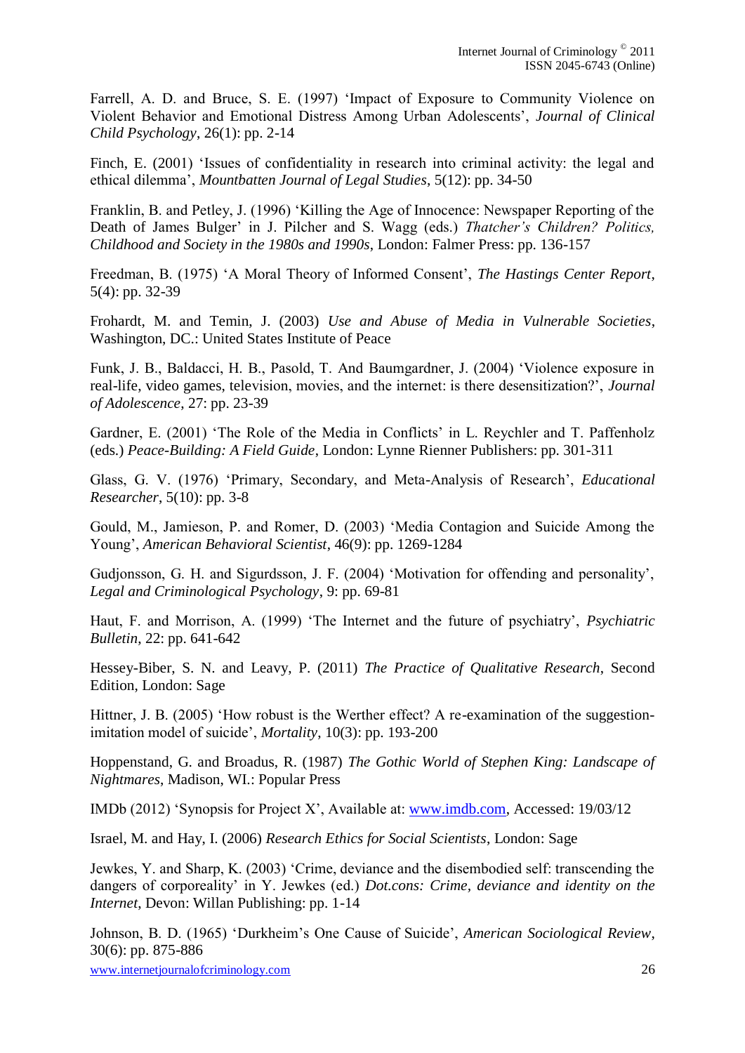Farrell, A. D. and Bruce, S. E. (1997) 'Impact of Exposure to Community Violence on Violent Behavior and Emotional Distress Among Urban Adolescents', *Journal of Clinical Child Psychology*, 26(1): pp. 2-14

Finch, E. (2001) 'Issues of confidentiality in research into criminal activity: the legal and ethical dilemma', *Mountbatten Journal of Legal Studies*, 5(12): pp. 34-50

Franklin, B. and Petley, J. (1996) 'Killing the Age of Innocence: Newspaper Reporting of the Death of James Bulger' in J. Pilcher and S. Wagg (eds.) *Thatcher's Children? Politics, Childhood and Society in the 1980s and 1990s*, London: Falmer Press: pp. 136-157

Freedman, B. (1975) 'A Moral Theory of Informed Consent', *The Hastings Center Report*, 5(4): pp. 32-39

Frohardt, M. and Temin, J. (2003) *Use and Abuse of Media in Vulnerable Societies*, Washington, DC.: United States Institute of Peace

Funk, J. B., Baldacci, H. B., Pasold, T. And Baumgardner, J. (2004) 'Violence exposure in real-life, video games, television, movies, and the internet: is there desensitization?', *Journal of Adolescence*, 27: pp. 23-39

Gardner, E. (2001) 'The Role of the Media in Conflicts' in L. Reychler and T. Paffenholz (eds.) *Peace-Building: A Field Guide*, London: Lynne Rienner Publishers: pp. 301-311

Glass, G. V. (1976) 'Primary, Secondary, and Meta-Analysis of Research', *Educational Researcher*, 5(10): pp. 3-8

Gould, M., Jamieson, P. and Romer, D. (2003) 'Media Contagion and Suicide Among the Young', *American Behavioral Scientist*, 46(9): pp. 1269-1284

Gudjonsson, G. H. and Sigurdsson, J. F. (2004) 'Motivation for offending and personality', *Legal and Criminological Psychology*, 9: pp. 69-81

Haut, F. and Morrison, A. (1999) 'The Internet and the future of psychiatry', *Psychiatric Bulletin*, 22: pp. 641-642

Hessey-Biber, S. N. and Leavy, P. (2011) *The Practice of Qualitative Research*, Second Edition, London: Sage

Hittner, J. B. (2005) 'How robust is the Werther effect? A re-examination of the suggestion-imitation model of suicide', *Mortality*, 10(3): pp. 193-200

Hoppenstand, G. and Broadus, R. (1987) *The Gothic World of Stephen King: Landscape of Nightmares*, Madison, WI.: Popular Press

IMDb (2012) 'Synopsis for Project X', Available at: www.imdb.com, Accessed: 19/03/12

Israel, M. and Hay, I. (2006) *Research Ethics for Social Scientists*, London: Sage

Jewkes, Y. and Sharp, K. (2003) 'Crime, deviance and the disembodied self: transcending the dangers of corporeality' in Y. Jewkes (ed.) *Dot.cons: Crime, deviance and identity on the Internet*, Devon: Willan Publishing: pp. 1-14

Johnson, B. D. (1965) 'Durkheim's One Cause of Suicide', *American Sociological Review*, 30(6): pp. 875-886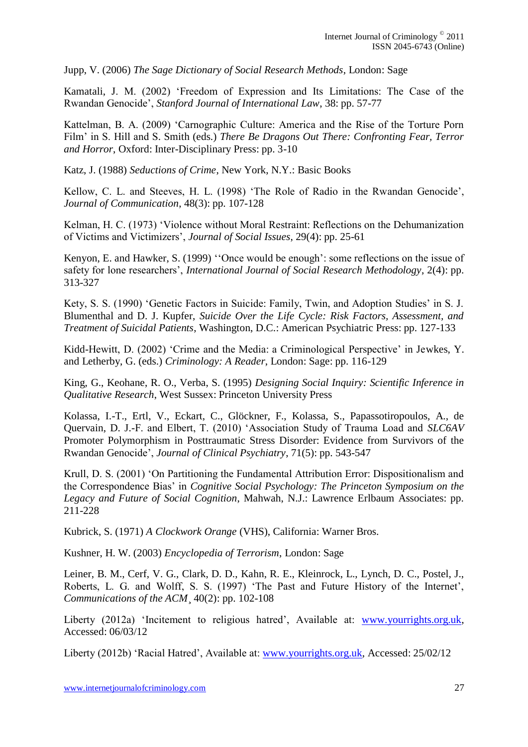Jupp, V. (2006) *The Sage Dictionary of Social Research Methods*, London: Sage

Kamatali, J. M. (2002) 'Freedom of Expression and Its Limitations: The Case of the Rwandan Genocide', *Stanford Journal of International Law*, 38: pp. 57-77

Kattelman, B. A. (2009) 'Carnographic Culture: America and the Rise of the Torture Porn Film' in S. Hill and S. Smith (eds.) *There Be Dragons Out There: Confronting Fear, Terror and Horror*, Oxford: Inter-Disciplinary Press: pp. 3-10

Katz, J. (1988) *Seductions of Crime*, New York, N.Y.: Basic Books

Kellow, C. L. and Steeves, H. L. (1998) 'The Role of Radio in the Rwandan Genocide', *Journal of Communication*, 48(3): pp. 107-128

Kelman, H. C. (1973) 'Violence without Moral Restraint: Reflections on the Dehumanization of Victims and Victimizers', *Journal of Social Issues*, 29(4): pp. 25-61

Kenyon, E. and Hawker, S. (1999) ''Once would be enough': some reflections on the issue of safety for lone researchers', *International Journal of Social Research Methodology*, 2(4): pp. 313-327

Kety, S. S. (1990) 'Genetic Factors in Suicide: Family, Twin, and Adoption Studies' in S. J. Blumenthal and D. J. Kupfer, *Suicide Over the Life Cycle: Risk Factors, Assessment, and Treatment of Suicidal Patients*, Washington, D.C.: American Psychiatric Press: pp. 127-133

Kidd-Hewitt, D. (2002) 'Crime and the Media: a Criminological Perspective' in Jewkes, Y. and Letherby, G. (eds.) *Criminology: A Reader*, London: Sage: pp. 116-129

King, G., Keohane, R. O., Verba, S. (1995) *Designing Social Inquiry: Scientific Inference in Qualitative Research*, West Sussex: Princeton University Press

Kolassa, I.-T., Ertl, V., Eckart, C., Glöckner, F., Kolassa, S., Papassotiropoulos, A., de Quervain, D. J.-F. and Elbert, T. (2010) 'Association Study of Trauma Load and *SLC6AV* Promoter Polymorphism in Posttraumatic Stress Disorder: Evidence from Survivors of the Rwandan Genocide', *Journal of Clinical Psychiatry*, 71(5): pp. 543-547

Krull, D. S. (2001) 'On Partitioning the Fundamental Attribution Error: Dispositionalism and the Correspondence Bias' in *Cognitive Social Psychology: The Princeton Symposium on the Legacy and Future of Social Cognition*, Mahwah, N.J.: Lawrence Erlbaum Associates: pp. 211-228

Kubrick, S. (1971) *A Clockwork Orange* (VHS), California: Warner Bros.

Kushner, H. W. (2003) *Encyclopedia of Terrorism*, London: Sage

Leiner, B. M., Cerf, V. G., Clark, D. D., Kahn, R. E., Kleinrock, L., Lynch, D. C., Postel, J., Roberts, L. G. and Wolff, S. S. (1997) 'The Past and Future History of the Internet', *Communications of the ACM*¸ 40(2): pp. 102-108

Liberty (2012a) 'Incitement to religious hatred', Available at: www.yourrights.org.uk, Accessed: 06/03/12

Liberty (2012b) 'Racial Hatred', Available at: www.yourrights.org.uk, Accessed: 25/02/12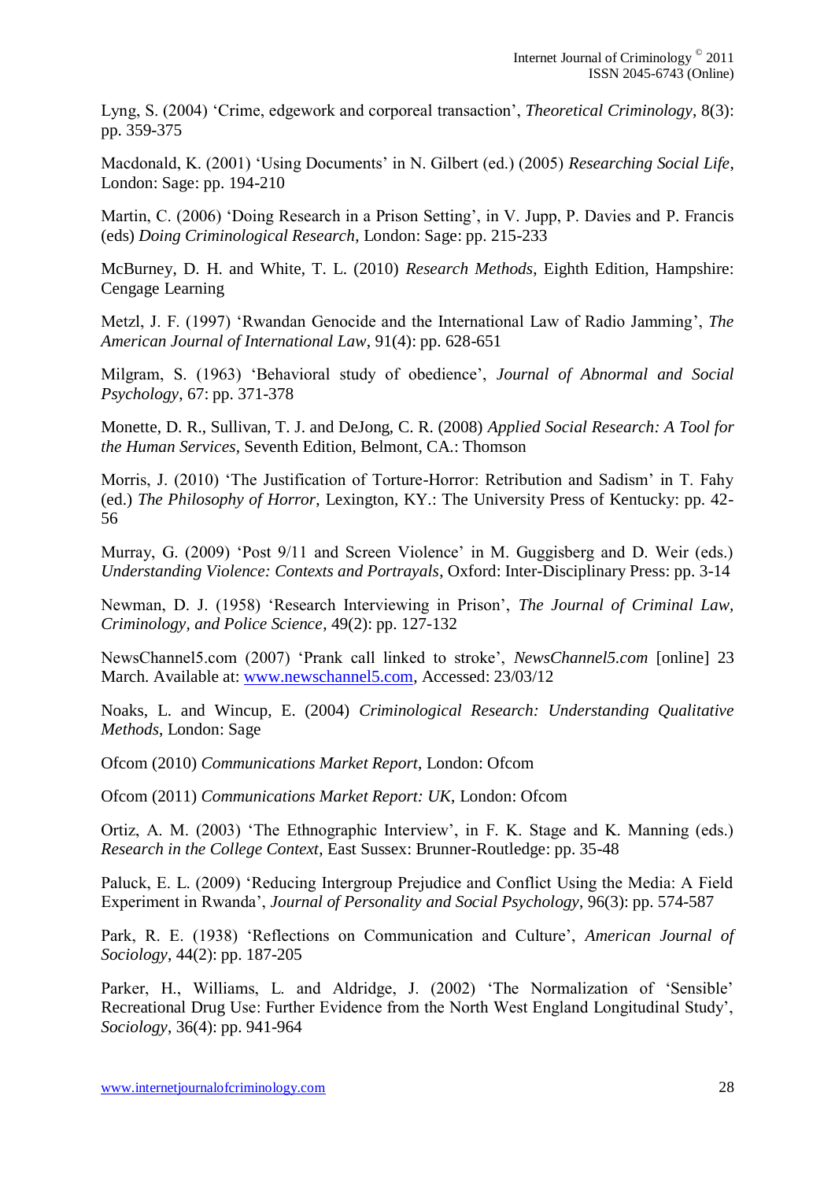Lyng, S. (2004) 'Crime, edgework and corporeal transaction', *Theoretical Criminology*, 8(3): pp. 359-375

Macdonald, K. (2001) 'Using Documents' in N. Gilbert (ed.) (2005) *Researching Social Life*, London: Sage: pp. 194-210

Martin, C. (2006) 'Doing Research in a Prison Setting', in V. Jupp, P. Davies and P. Francis (eds) *Doing Criminological Research*, London: Sage: pp. 215-233

McBurney, D. H. and White, T. L. (2010) *Research Methods*, Eighth Edition, Hampshire: Cengage Learning

Metzl, J. F. (1997) 'Rwandan Genocide and the International Law of Radio Jamming', *The American Journal of International Law*, 91(4): pp. 628-651

Milgram, S. (1963) 'Behavioral study of obedience', *Journal of Abnormal and Social Psychology*, 67: pp. 371-378

Monette, D. R., Sullivan, T. J. and DeJong, C. R. (2008) *Applied Social Research: A Tool for the Human Services*, Seventh Edition, Belmont, CA.: Thomson

Morris, J. (2010) 'The Justification of Torture-Horror: Retribution and Sadism' in T. Fahy (ed.) *The Philosophy of Horror*, Lexington, KY.: The University Press of Kentucky: pp. 42-56

Murray, G. (2009) 'Post 9/11 and Screen Violence' in M. Guggisberg and D. Weir (eds.) *Understanding Violence: Contexts and Portrayals*, Oxford: Inter-Disciplinary Press: pp. 3-14

Newman, D. J. (1958) 'Research Interviewing in Prison', *The Journal of Criminal Law, Criminology, and Police Science*, 49(2): pp. 127-132

NewsChannel5.com (2007) 'Prank call linked to stroke', *NewsChannel5.com* [online] 23 March. Available at: www.newschannel5.com, Accessed: 23/03/12

Noaks, L. and Wincup, E. (2004) *Criminological Research: Understanding Qualitative Methods*, London: Sage

Ofcom (2010) *Communications Market Report*, London: Ofcom

Ofcom (2011) *Communications Market Report: UK*, London: Ofcom

Ortiz, A. M. (2003) 'The Ethnographic Interview', in F. K. Stage and K. Manning (eds.) *Research in the College Context*, East Sussex: Brunner-Routledge: pp. 35-48

Paluck, E. L. (2009) 'Reducing Intergroup Prejudice and Conflict Using the Media: A Field Experiment in Rwanda', *Journal of Personality and Social Psychology*, 96(3): pp. 574-587

Park, R. E. (1938) 'Reflections on Communication and Culture', *American Journal of Sociology*, 44(2): pp. 187-205

Parker, H., Williams, L. and Aldridge, J. (2002) 'The Normalization of 'Sensible' Recreational Drug Use: Further Evidence from the North West England Longitudinal Study', *Sociology*, 36(4): pp. 941-964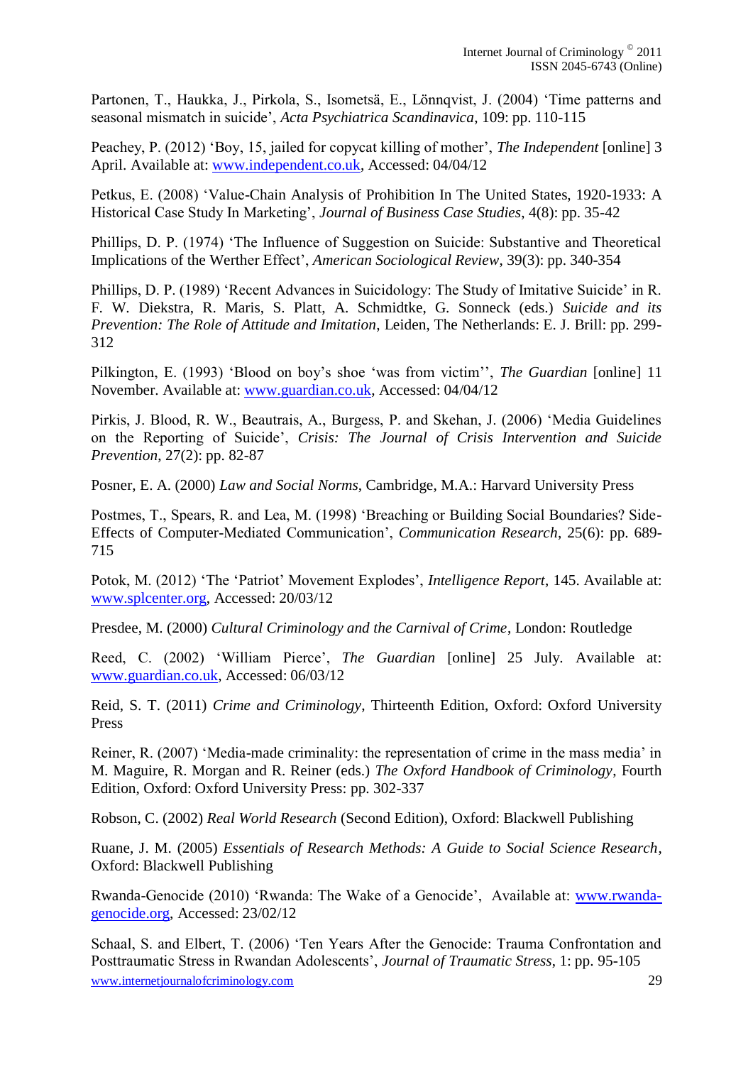Partonen, T., Haukka, J., Pirkola, S., Isometsä, E., Lönnqvist, J. (2004) 'Time patterns and seasonal mismatch in suicide', *Acta Psychiatrica Scandinavica*, 109: pp. 110-115

Peachey, P. (2012) 'Boy, 15, jailed for copycat killing of mother', *The Independent* [online] 3 April. Available at: www.independent.co.uk, Accessed: 04/04/12

Petkus, E. (2008) 'Value-Chain Analysis of Prohibition In The United States, 1920-1933: A Historical Case Study In Marketing', *Journal of Business Case Studies*, 4(8): pp. 35-42

Phillips, D. P. (1974) 'The Influence of Suggestion on Suicide: Substantive and Theoretical Implications of the Werther Effect', *American Sociological Review*, 39(3): pp. 340-354

Phillips, D. P. (1989) 'Recent Advances in Suicidology: The Study of Imitative Suicide' in R. F. W. Diekstra, R. Maris, S. Platt, A. Schmidtke, G. Sonneck (eds.) *Suicide and its Prevention: The Role of Attitude and Imitation*, Leiden, The Netherlands: E. J. Brill: pp. 299-312

Pilkington, E. (1993) 'Blood on boy's shoe 'was from victim'', *The Guardian* [online] 11 November. Available at: www.guardian.co.uk, Accessed: 04/04/12

Pirkis, J. Blood, R. W., Beautrais, A., Burgess, P. and Skehan, J. (2006) 'Media Guidelines on the Reporting of Suicide', *Crisis: The Journal of Crisis Intervention and Suicide Prevention*, 27(2): pp. 82-87

Posner, E. A. (2000) *Law and Social Norms*, Cambridge, M.A.: Harvard University Press

Postmes, T., Spears, R. and Lea, M. (1998) 'Breaching or Building Social Boundaries? Side-Effects of Computer-Mediated Communication', *Communication Research*, 25(6): pp. 689-715

Potok, M. (2012) 'The 'Patriot' Movement Explodes', *Intelligence Report*, 145. Available at: www.splcenter.org, Accessed: 20/03/12

Presdee, M. (2000) *Cultural Criminology and the Carnival of Crime*, London: Routledge

Reed, C. (2002) 'William Pierce', *The Guardian* [online] 25 July. Available at: www.guardian.co.uk, Accessed: 06/03/12

Reid, S. T. (2011) *Crime and Criminology*, Thirteenth Edition, Oxford: Oxford University Press

Reiner, R. (2007) 'Media-made criminality: the representation of crime in the mass media' in M. Maguire, R. Morgan and R. Reiner (eds.) *The Oxford Handbook of Criminology*, Fourth Edition, Oxford: Oxford University Press: pp. 302-337

Robson, C. (2002) *Real World Research* (Second Edition), Oxford: Blackwell Publishing

Ruane, J. M. (2005) *Essentials of Research Methods: A Guide to Social Science Research*, Oxford: Blackwell Publishing

Rwanda-Genocide (2010) 'Rwanda: The Wake of a Genocide', Available at: www.rwanda-genocide.org, Accessed: 23/02/12

Schaal, S. and Elbert, T. (2006) 'Ten Years After the Genocide: Trauma Confrontation and Posttraumatic Stress in Rwandan Adolescents', *Journal of Traumatic Stress*, 1: pp. 95-105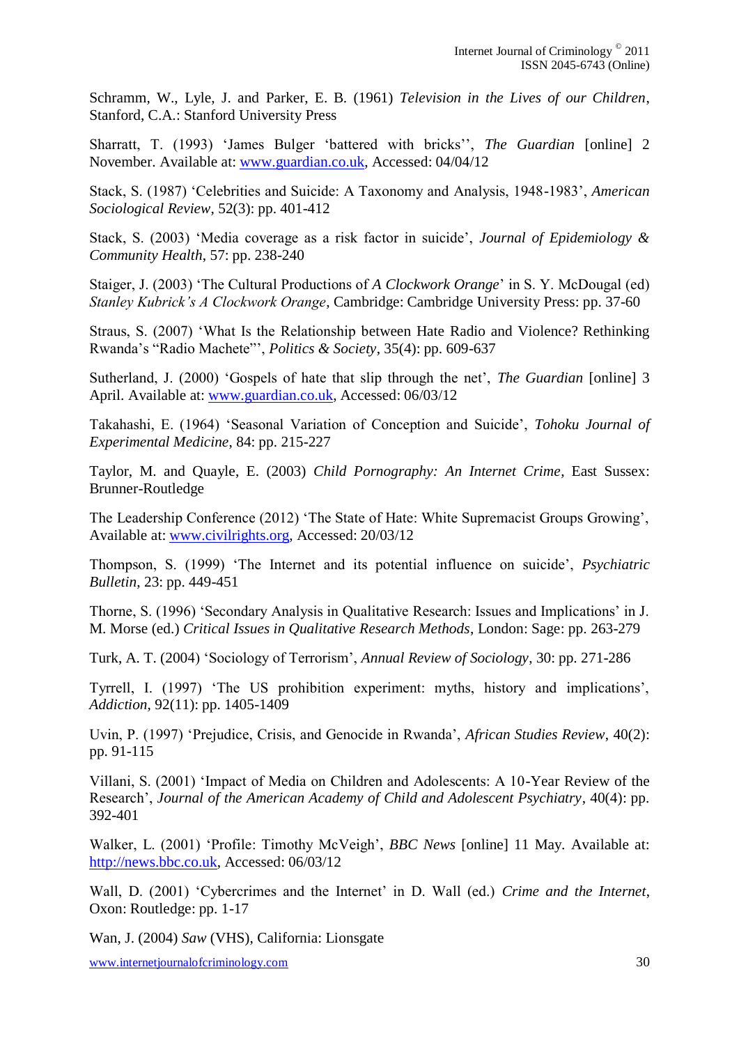Schramm, W., Lyle, J. and Parker, E. B. (1961) *Television in the Lives of our Children*, Stanford, C.A.: Stanford University Press

Sharratt, T. (1993) 'James Bulger 'battered with bricks'', *The Guardian* [online] 2 November. Available at: www.guardian.co.uk, Accessed: 04/04/12

Stack, S. (1987) 'Celebrities and Suicide: A Taxonomy and Analysis, 1948-1983', *American Sociological Review*, 52(3): pp. 401-412

Stack, S. (2003) 'Media coverage as a risk factor in suicide', *Journal of Epidemiology & Community Health*, 57: pp. 238-240

Staiger, J. (2003) 'The Cultural Productions of *A Clockwork Orange*' in S. Y. McDougal (ed) *Stanley Kubrick's A Clockwork Orange*, Cambridge: Cambridge University Press: pp. 37-60

Straus, S. (2007) 'What Is the Relationship between Hate Radio and Violence? Rethinking Rwanda's "Radio Machete"', *Politics & Society*, 35(4): pp. 609-637

Sutherland, J. (2000) 'Gospels of hate that slip through the net', *The Guardian* [online] 3 April. Available at: www.guardian.co.uk, Accessed: 06/03/12

Takahashi, E. (1964) 'Seasonal Variation of Conception and Suicide', *Tohoku Journal of Experimental Medicine*, 84: pp. 215-227

Taylor, M. and Quayle, E. (2003) *Child Pornography: An Internet Crime*, East Sussex: Brunner-Routledge

The Leadership Conference (2012) 'The State of Hate: White Supremacist Groups Growing', Available at: www.civilrights.org, Accessed: 20/03/12

Thompson, S. (1999) 'The Internet and its potential influence on suicide', *Psychiatric Bulletin*, 23: pp. 449-451

Thorne, S. (1996) 'Secondary Analysis in Qualitative Research: Issues and Implications' in J. M. Morse (ed.) *Critical Issues in Qualitative Research Methods*, London: Sage: pp. 263-279

Turk, A. T. (2004) 'Sociology of Terrorism', *Annual Review of Sociology*, 30: pp. 271-286

Tyrrell, I. (1997) 'The US prohibition experiment: myths, history and implications', *Addiction*, 92(11): pp. 1405-1409

Uvin, P. (1997) 'Prejudice, Crisis, and Genocide in Rwanda', *African Studies Review*, 40(2): pp. 91-115

Villani, S. (2001) 'Impact of Media on Children and Adolescents: A 10-Year Review of the Research', *Journal of the American Academy of Child and Adolescent Psychiatry*, 40(4): pp. 392-401

Walker, L. (2001) 'Profile: Timothy McVeigh', *BBC News* [online] 11 May. Available at: http://news.bbc.co.uk, Accessed: 06/03/12

Wall, D. (2001) 'Cybercrimes and the Internet' in D. Wall (ed.) *Crime and the Internet*, Oxon: Routledge: pp. 1-17

Wan, J. (2004) *Saw* (VHS), California: Lionsgate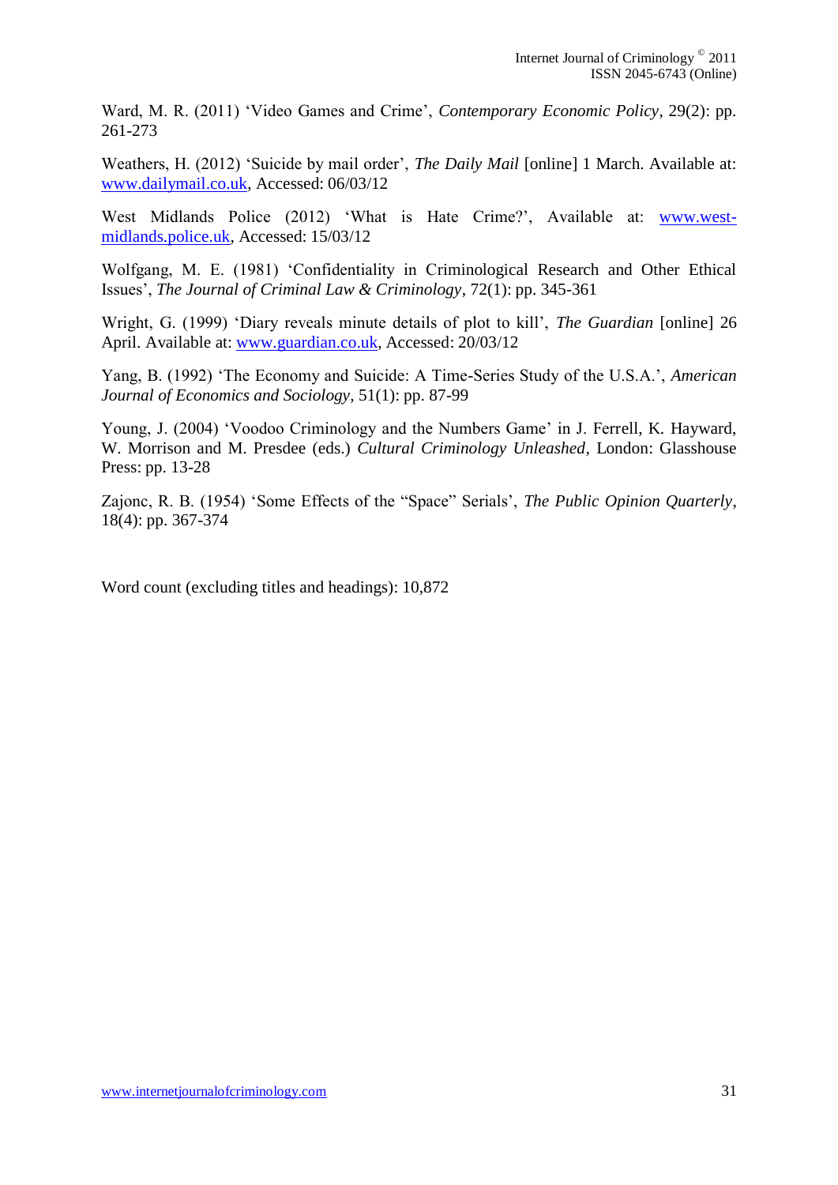Ward, M. R. (2011) 'Video Games and Crime', *Contemporary Economic Policy*, 29(2): pp. 261-273

Weathers, H. (2012) 'Suicide by mail order', *The Daily Mail* [online] 1 March. Available at: www.dailymail.co.uk, Accessed: 06/03/12

West Midlands Police (2012) 'What is Hate Crime?', Available at: www.west-midlands.police.uk, Accessed: 15/03/12

Wolfgang, M. E. (1981) 'Confidentiality in Criminological Research and Other Ethical Issues', *The Journal of Criminal Law & Criminology*, 72(1): pp. 345-361

Wright, G. (1999) 'Diary reveals minute details of plot to kill', *The Guardian* [online] 26 April. Available at: www.guardian.co.uk, Accessed: 20/03/12

Yang, B. (1992) 'The Economy and Suicide: A Time-Series Study of the U.S.A.', *American Journal of Economics and Sociology*, 51(1): pp. 87-99

Young, J. (2004) 'Voodoo Criminology and the Numbers Game' in J. Ferrell, K. Hayward, W. Morrison and M. Presdee (eds.) *Cultural Criminology Unleashed*, London: Glasshouse Press: pp. 13-28

Zajonc, R. B. (1954) 'Some Effects of the "Space" Serials', *The Public Opinion Quarterly*, 18(4): pp. 367-374

Word count (excluding titles and headings): 10,872